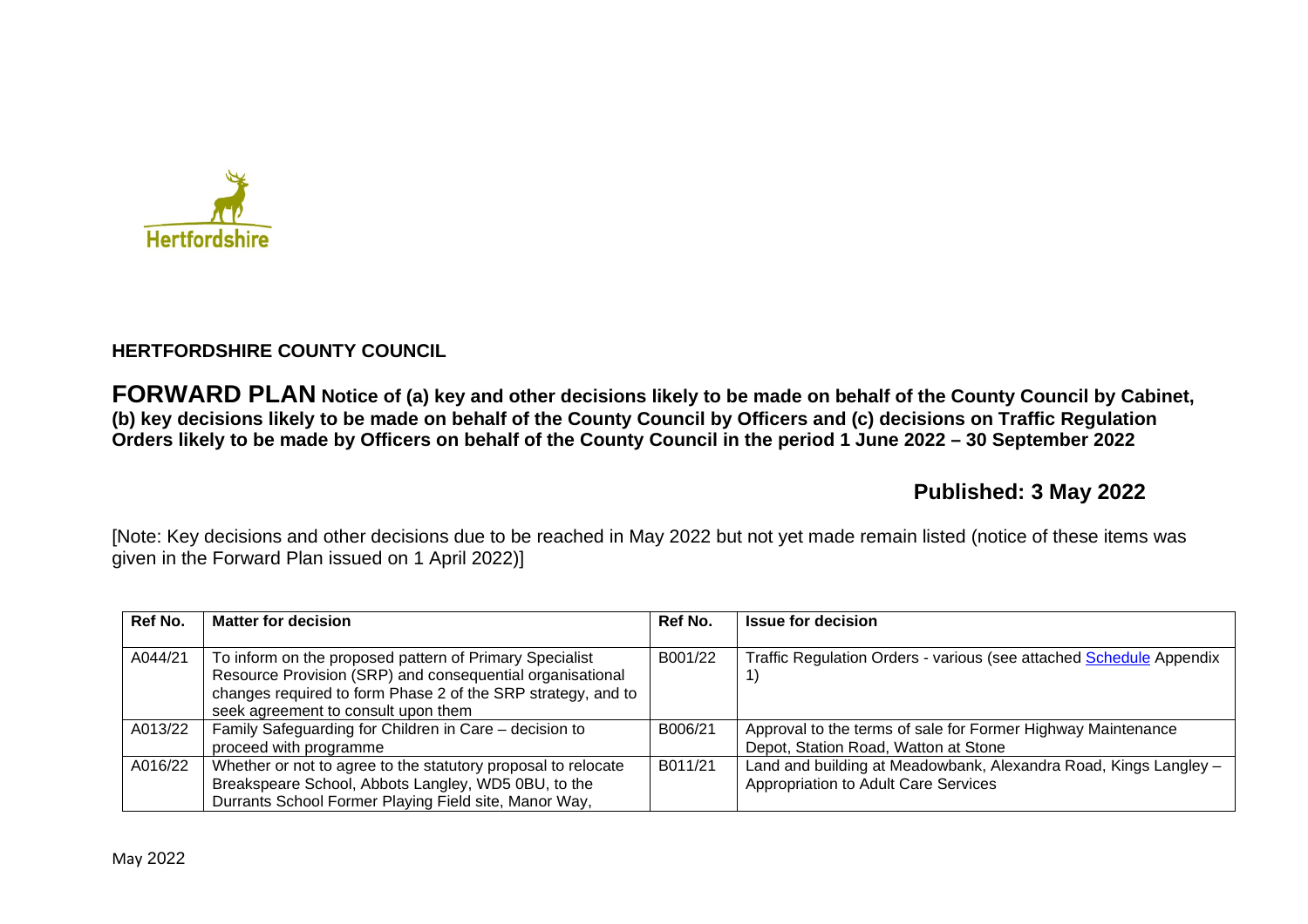Hertfordshire

**HERTFORDSHIRE COUNTY COUNCIL**

**FORWARD PLAN Notice of (a) key and other decisions likely to be made on behalf of the County Council by Cabinet, (b) key decisions likely to be made on behalf of the County Council by Officers and (c) decisions on Traffic Regulation Orders likely to be made by Officers on behalf of the County Council in the period 1 June 2022 – 30 September 2022**

**Published: 3 May 2022**

[Note: Key decisions and other decisions due to be reached in May 2022 but not yet made remain listed (notice of these items was given in the Forward Plan issued on 1 April 2022)]

| Ref No. | Matter for decision | Ref No. | Issue for decision |
|---|---|---|---|
| A044/21 | To inform on the proposed pattern of Primary Specialist Resource Provision (SRP) and consequential organisational changes required to form Phase 2 of the SRP strategy, and to seek agreement to consult upon them | B001/22 | Traffic Regulation Orders - various (see attached Schedule Appendix 1) |
| A013/22 | Family Safeguarding for Children in Care – decision to proceed with programme | B006/21 | Approval to the terms of sale for Former Highway Maintenance Depot, Station Road, Watton at Stone |
| A016/22 | Whether or not to agree to the statutory proposal to relocate Breakspeare School, Abbots Langley, WD5 0BU, to the Durrants School Former Playing Field site, Manor Way, | B011/21 | Land and building at Meadowbank, Alexandra Road, Kings Langley – Appropriation to Adult Care Services |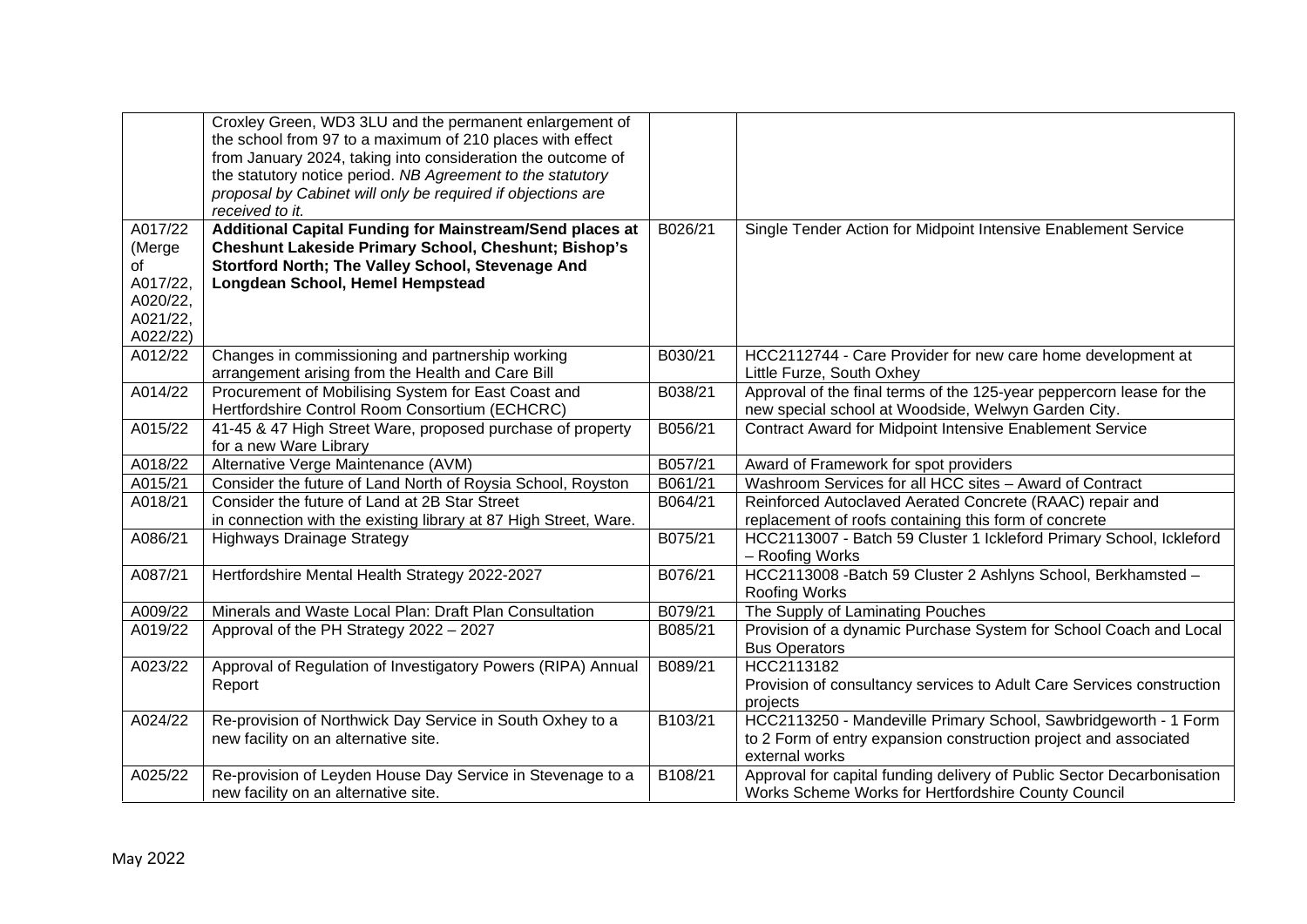| | | | |
|---|---|---|---|
| | Croxley Green, WD3 3LU and the permanent enlargement of the school from 97 to a maximum of 210 places with effect from January 2024, taking into consideration the outcome of the statutory notice period. *NB Agreement to the statutory proposal by Cabinet will only be required if objections are received to it.* | | |
| A017/22 (Merge of A017/22, A020/22, A021/22, A022/22) | **Additional Capital Funding for Mainstream/Send places at Cheshunt Lakeside Primary School, Cheshunt; Bishop's Stortford North; The Valley School, Stevenage And Longdean School, Hemel Hempstead** | B026/21 | Single Tender Action for Midpoint Intensive Enablement Service |
| A012/22 | Changes in commissioning and partnership working arrangement arising from the Health and Care Bill | B030/21 | HCC2112744 - Care Provider for new care home development at Little Furze, South Oxhey |
| A014/22 | Procurement of Mobilising System for East Coast and Hertfordshire Control Room Consortium (ECHCRC) | B038/21 | Approval of the final terms of the 125-year peppercorn lease for the new special school at Woodside, Welwyn Garden City. |
| A015/22 | 41-45 & 47 High Street Ware, proposed purchase of property for a new Ware Library | B056/21 | Contract Award for Midpoint Intensive Enablement Service |
| A018/22 | Alternative Verge Maintenance (AVM) | B057/21 | Award of Framework for spot providers |
| A015/21 | Consider the future of Land North of Roysia School, Royston | B061/21 | Washroom Services for all HCC sites – Award of Contract |
| A018/21 | Consider the future of Land at 2B Star Street in connection with the existing library at 87 High Street, Ware. | B064/21 | Reinforced Autoclaved Aerated Concrete (RAAC) repair and replacement of roofs containing this form of concrete |
| A086/21 | Highways Drainage Strategy | B075/21 | HCC2113007 - Batch 59 Cluster 1 Ickleford Primary School, Ickleford – Roofing Works |
| A087/21 | Hertfordshire Mental Health Strategy 2022-2027 | B076/21 | HCC2113008 -Batch 59 Cluster 2 Ashlyns School, Berkhamsted – Roofing Works |
| A009/22 | Minerals and Waste Local Plan: Draft Plan Consultation | B079/21 | The Supply of Laminating Pouches |
| A019/22 | Approval of the PH Strategy 2022 – 2027 | B085/21 | Provision of a dynamic Purchase System for School Coach and Local Bus Operators |
| A023/22 | Approval of Regulation of Investigatory Powers (RIPA) Annual Report | B089/21 | HCC2113182 Provision of consultancy services to Adult Care Services construction projects |
| A024/22 | Re-provision of Northwick Day Service in South Oxhey to a new facility on an alternative site. | B103/21 | HCC2113250 - Mandeville Primary School, Sawbridgeworth - 1 Form to 2 Form of entry expansion construction project and associated external works |
| A025/22 | Re-provision of Leyden House Day Service in Stevenage to a new facility on an alternative site. | B108/21 | Approval for capital funding delivery of Public Sector Decarbonisation Works Scheme Works for Hertfordshire County Council |

May 2022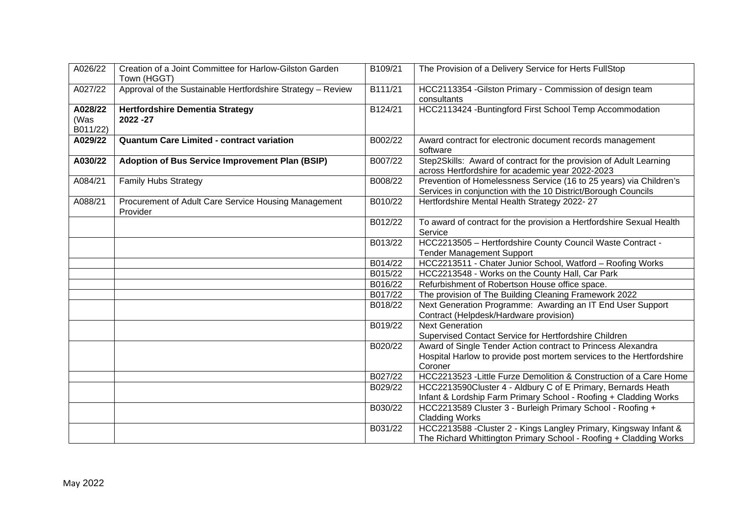| | | | |
|---|---|---|---|
| A026/22 | Creation of a Joint Committee for Harlow-Gilston Garden Town (HGGT) | B109/21 | The Provision of a Delivery Service for Herts FullStop |
| A027/22 | Approval of the Sustainable Hertfordshire Strategy – Review | B111/21 | HCC2113354 -Gilston Primary - Commission of design team consultants |
| **A028/22** (Was B011/22) | **Hertfordshire Dementia Strategy 2022 -27** | B124/21 | HCC2113424 -Buntingford First School Temp Accommodation |
| **A029/22** | **Quantum Care Limited - contract variation** | B002/22 | Award contract for electronic document records management software |
| **A030/22** | **Adoption of Bus Service Improvement Plan (BSIP)** | B007/22 | Step2Skills: Award of contract for the provision of Adult Learning across Hertfordshire for academic year 2022-2023 |
| A084/21 | Family Hubs Strategy | B008/22 | Prevention of Homelessness Service (16 to 25 years) via Children's Services in conjunction with the 10 District/Borough Councils |
| A088/21 | Procurement of Adult Care Service Housing Management Provider | B010/22 | Hertfordshire Mental Health Strategy 2022- 27 |
| | | B012/22 | To award of contract for the provision a Hertfordshire Sexual Health Service |
| | | B013/22 | HCC2213505 – Hertfordshire County Council Waste Contract - Tender Management Support |
| | | B014/22 | HCC2213511 - Chater Junior School, Watford – Roofing Works |
| | | B015/22 | HCC2213548 - Works on the County Hall, Car Park |
| | | B016/22 | Refurbishment of Robertson House office space. |
| | | B017/22 | The provision of The Building Cleaning Framework 2022 |
| | | B018/22 | Next Generation Programme: Awarding an IT End User Support Contract (Helpdesk/Hardware provision) |
| | | B019/22 | Next Generation Supervised Contact Service for Hertfordshire Children |
| | | B020/22 | Award of Single Tender Action contract to Princess Alexandra Hospital Harlow to provide post mortem services to the Hertfordshire Coroner |
| | | B027/22 | HCC2213523 -Little Furze Demolition & Construction of a Care Home |
| | | B029/22 | HCC2213590Cluster 4 - Aldbury C of E Primary, Bernards Heath Infant & Lordship Farm Primary School - Roofing + Cladding Works |
| | | B030/22 | HCC2213589 Cluster 3 - Burleigh Primary School - Roofing + Cladding Works |
| | | B031/22 | HCC2213588 -Cluster 2 - Kings Langley Primary, Kingsway Infant & The Richard Whittington Primary School - Roofing + Cladding Works |

May 2022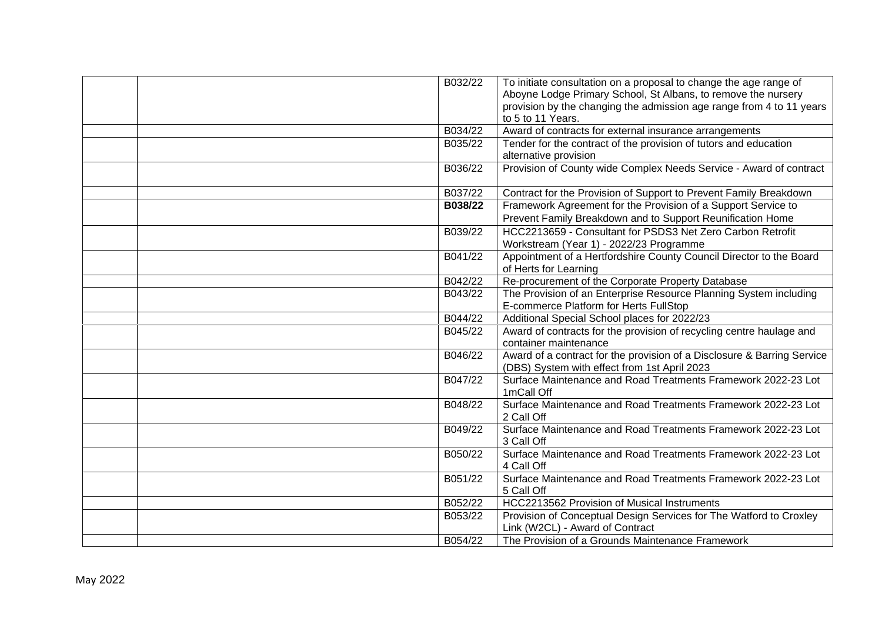| | | | |
|---|---|---|---|
| | | B032/22 | To initiate consultation on a proposal to change the age range of Aboyne Lodge Primary School, St Albans, to remove the nursery provision by the changing the admission age range from 4 to 11 years to 5 to 11 Years. |
| | | B034/22 | Award of contracts for external insurance arrangements |
| | | B035/22 | Tender for the contract of the provision of tutors and education alternative provision |
| | | B036/22 | Provision of County wide Complex Needs Service - Award of contract |
| | | B037/22 | Contract for the Provision of Support to Prevent Family Breakdown |
| | | **B038/22** | Framework Agreement for the Provision of a Support Service to Prevent Family Breakdown and to Support Reunification Home |
| | | B039/22 | HCC2213659 - Consultant for PSDS3 Net Zero Carbon Retrofit Workstream (Year 1) - 2022/23 Programme |
| | | B041/22 | Appointment of a Hertfordshire County Council Director to the Board of Herts for Learning |
| | | B042/22 | Re-procurement of the Corporate Property Database |
| | | B043/22 | The Provision of an Enterprise Resource Planning System including E-commerce Platform for Herts FullStop |
| | | B044/22 | Additional Special School places for 2022/23 |
| | | B045/22 | Award of contracts for the provision of recycling centre haulage and container maintenance |
| | | B046/22 | Award of a contract for the provision of a Disclosure & Barring Service (DBS) System with effect from 1st April 2023 |
| | | B047/22 | Surface Maintenance and Road Treatments Framework 2022-23 Lot 1mCall Off |
| | | B048/22 | Surface Maintenance and Road Treatments Framework 2022-23 Lot 2 Call Off |
| | | B049/22 | Surface Maintenance and Road Treatments Framework 2022-23 Lot 3 Call Off |
| | | B050/22 | Surface Maintenance and Road Treatments Framework 2022-23 Lot 4 Call Off |
| | | B051/22 | Surface Maintenance and Road Treatments Framework 2022-23 Lot 5 Call Off |
| | | B052/22 | HCC2213562 Provision of Musical Instruments |
| | | B053/22 | Provision of Conceptual Design Services for The Watford to Croxley Link (W2CL) - Award of Contract |
| | | B054/22 | The Provision of a Grounds Maintenance Framework |

May 2022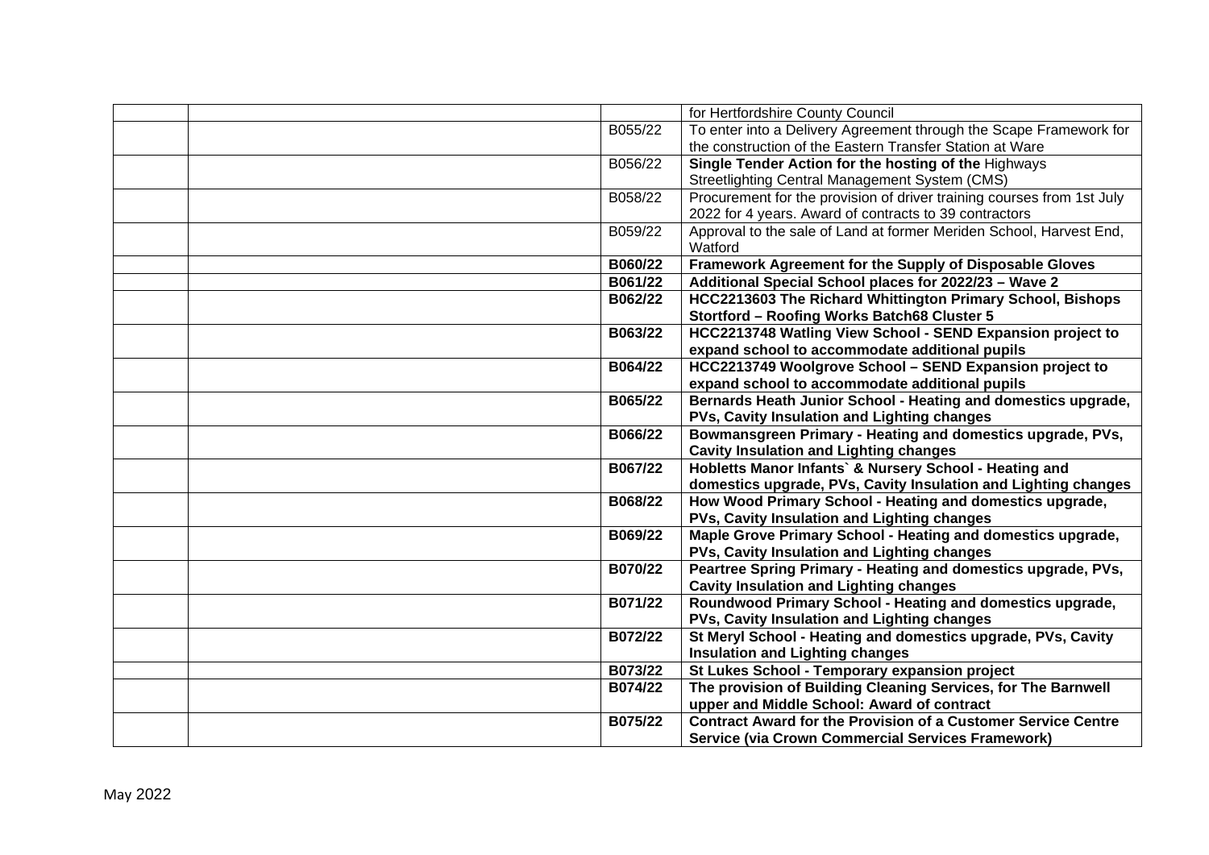| | | | |
|---|---|---|---|
| | | | for Hertfordshire County Council |
| | | B055/22 | To enter into a Delivery Agreement through the Scape Framework for the construction of the Eastern Transfer Station at Ware |
| | | B056/22 | **Single Tender Action for the hosting of the** Highways Streetlighting Central Management System (CMS) |
| | | B058/22 | Procurement for the provision of driver training courses from 1st July 2022 for 4 years. Award of contracts to 39 contractors |
| | | B059/22 | Approval to the sale of Land at former Meriden School, Harvest End, Watford |
| | | **B060/22** | **Framework Agreement for the Supply of Disposable Gloves** |
| | | **B061/22** | **Additional Special School places for 2022/23 – Wave 2** |
| | | **B062/22** | **HCC2213603 The Richard Whittington Primary School, Bishops Stortford – Roofing Works Batch68 Cluster 5** |
| | | **B063/22** | **HCC2213748 Watling View School - SEND Expansion project to expand school to accommodate additional pupils** |
| | | **B064/22** | **HCC2213749 Woolgrove School – SEND Expansion project to expand school to accommodate additional pupils** |
| | | **B065/22** | **Bernards Heath Junior School - Heating and domestics upgrade, PVs, Cavity Insulation and Lighting changes** |
| | | **B066/22** | **Bowmansgreen Primary - Heating and domestics upgrade, PVs, Cavity Insulation and Lighting changes** |
| | | **B067/22** | **Hobletts Manor Infants` & Nursery School - Heating and domestics upgrade, PVs, Cavity Insulation and Lighting changes** |
| | | **B068/22** | **How Wood Primary School - Heating and domestics upgrade, PVs, Cavity Insulation and Lighting changes** |
| | | **B069/22** | **Maple Grove Primary School - Heating and domestics upgrade, PVs, Cavity Insulation and Lighting changes** |
| | | **B070/22** | **Peartree Spring Primary - Heating and domestics upgrade, PVs, Cavity Insulation and Lighting changes** |
| | | **B071/22** | **Roundwood Primary School - Heating and domestics upgrade, PVs, Cavity Insulation and Lighting changes** |
| | | **B072/22** | **St Meryl School - Heating and domestics upgrade, PVs, Cavity Insulation and Lighting changes** |
| | | **B073/22** | **St Lukes School - Temporary expansion project** |
| | | **B074/22** | **The provision of Building Cleaning Services, for The Barnwell upper and Middle School: Award of contract** |
| | | **B075/22** | **Contract Award for the Provision of a Customer Service Centre Service (via Crown Commercial Services Framework)** |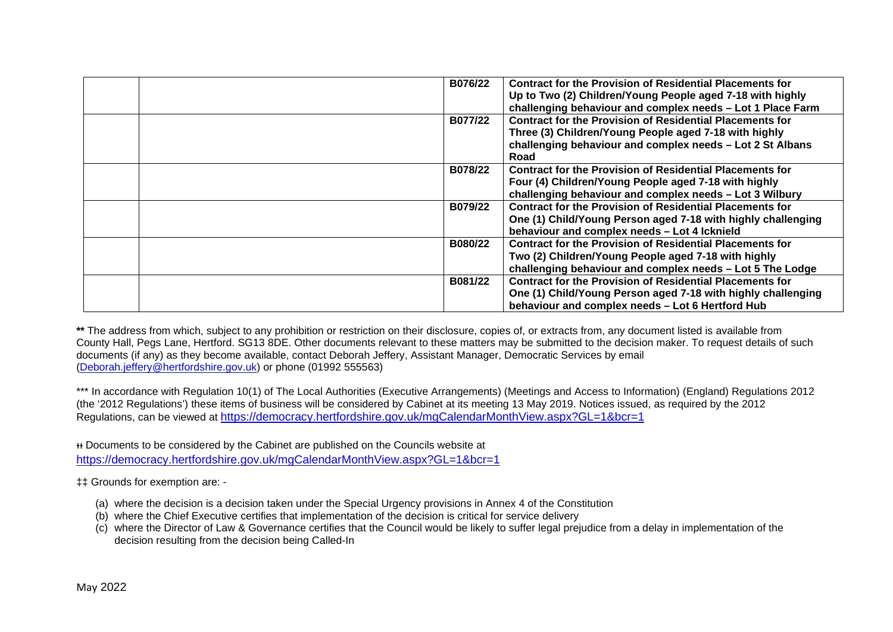|  |  | B076/22 | **Contract for the Provision of Residential Placements for Up to Two (2) Children/Young People aged 7-18 with highly challenging behaviour and complex needs – Lot 1 Place Farm** |
|---|---|---|---|
|  |  | B077/22 | **Contract for the Provision of Residential Placements for Three (3) Children/Young People aged 7-18 with highly challenging behaviour and complex needs – Lot 2 St Albans Road** |
|  |  | B078/22 | **Contract for the Provision of Residential Placements for Four (4) Children/Young People aged 7-18 with highly challenging behaviour and complex needs – Lot 3 Wilbury** |
|  |  | B079/22 | **Contract for the Provision of Residential Placements for One (1) Child/Young Person aged 7-18 with highly challenging behaviour and complex needs – Lot 4 Icknield** |
|  |  | B080/22 | **Contract for the Provision of Residential Placements for Two (2) Children/Young People aged 7-18 with highly challenging behaviour and complex needs – Lot 5 The Lodge** |
|  |  | B081/22 | **Contract for the Provision of Residential Placements for One (1) Child/Young Person aged 7-18 with highly challenging behaviour and complex needs – Lot 6 Hertford Hub** |

**\*\*** The address from which, subject to any prohibition or restriction on their disclosure, copies of, or extracts from, any document listed is available from County Hall, Pegs Lane, Hertford. SG13 8DE. Other documents relevant to these matters may be submitted to the decision maker. To request details of such documents (if any) as they become available, contact Deborah Jeffery, Assistant Manager, Democratic Services by email (Deborah.jeffery@hertfordshire.gov.uk) or phone (01992 555563)

\*\*\* In accordance with Regulation 10(1) of The Local Authorities (Executive Arrangements) (Meetings and Access to Information) (England) Regulations 2012 (the '2012 Regulations') these items of business will be considered by Cabinet at its meeting 13 May 2019. Notices issued, as required by the 2012 Regulations, can be viewed at https://democracy.hertfordshire.gov.uk/mgCalendarMonthView.aspx?GL=1&bcr=1

ǂǂ Documents to be considered by the Cabinet are published on the Councils website at https://democracy.hertfordshire.gov.uk/mgCalendarMonthView.aspx?GL=1&bcr=1

‡‡ Grounds for exemption are: -

(a) where the decision is a decision taken under the Special Urgency provisions in Annex 4 of the Constitution
(b) where the Chief Executive certifies that implementation of the decision is critical for service delivery
(c) where the Director of Law & Governance certifies that the Council would be likely to suffer legal prejudice from a delay in implementation of the decision resulting from the decision being Called-In

May 2022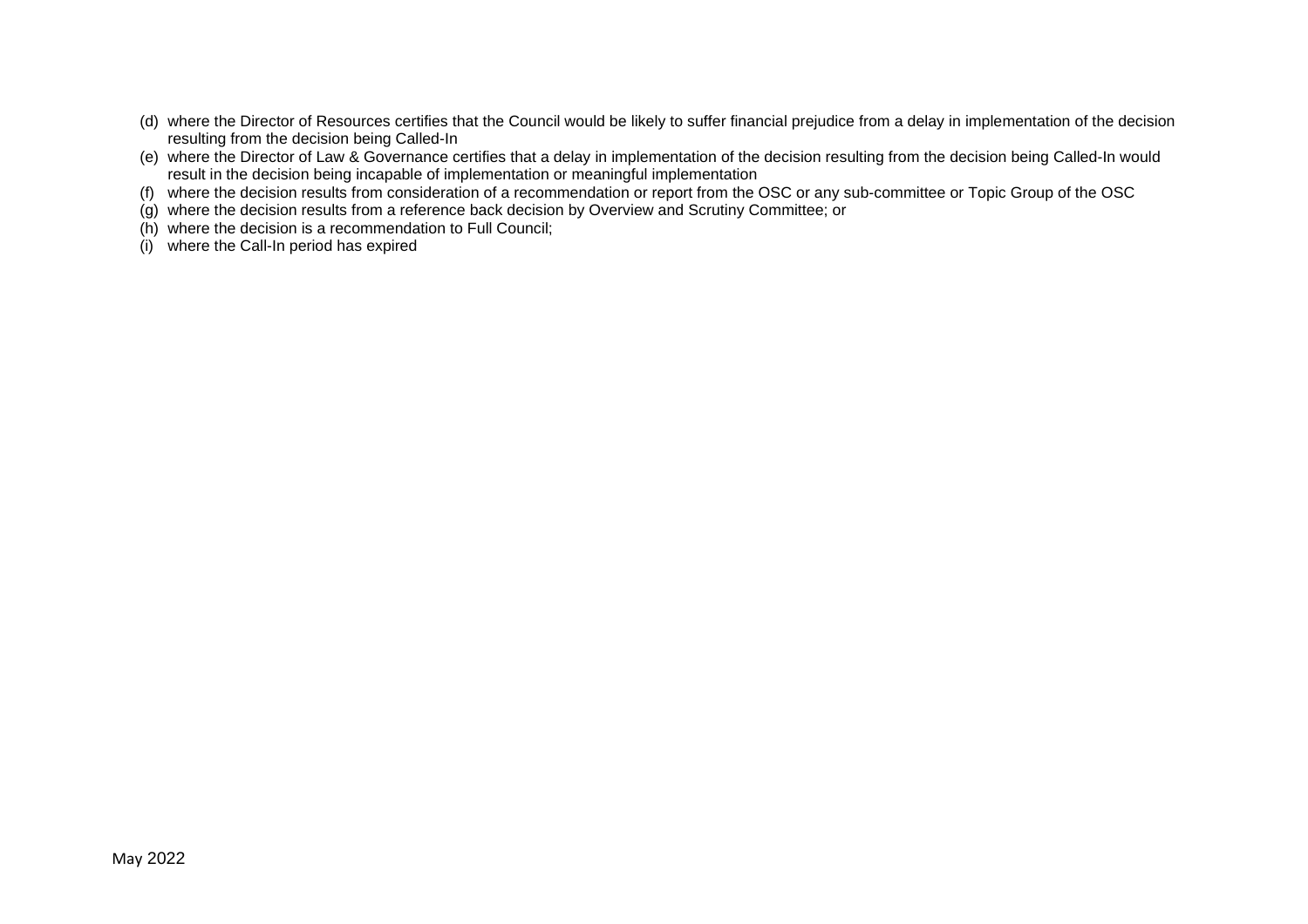(d) where the Director of Resources certifies that the Council would be likely to suffer financial prejudice from a delay in implementation of the decision resulting from the decision being Called-In
(e) where the Director of Law & Governance certifies that a delay in implementation of the decision resulting from the decision being Called-In would result in the decision being incapable of implementation or meaningful implementation
(f) where the decision results from consideration of a recommendation or report from the OSC or any sub-committee or Topic Group of the OSC
(g) where the decision results from a reference back decision by Overview and Scrutiny Committee; or
(h) where the decision is a recommendation to Full Council;
(i) where the Call-In period has expired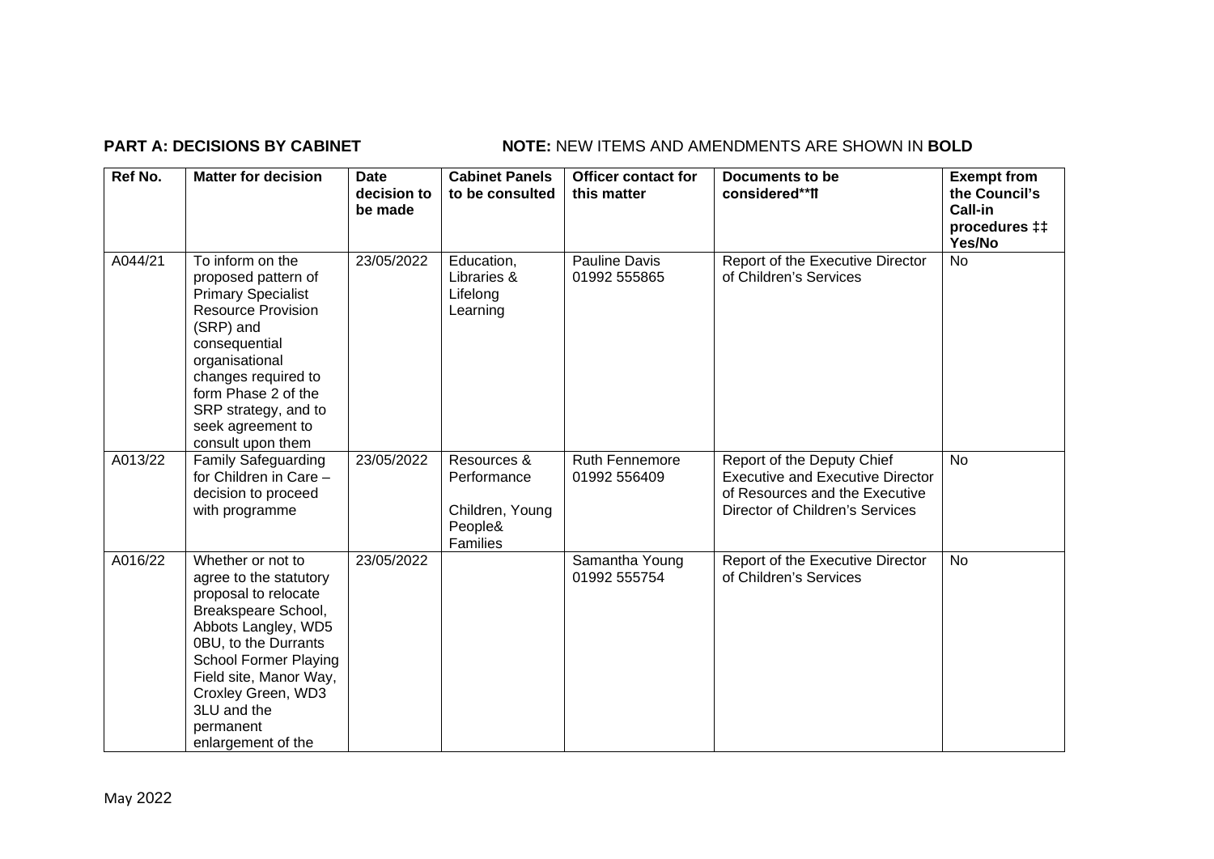**PART A: DECISIONS BY CABINET** **NOTE:** NEW ITEMS AND AMENDMENTS ARE SHOWN IN **BOLD**

| Ref No. | Matter for decision | Date decision to be made | Cabinet Panels to be consulted | Officer contact for this matter | Documents to be considered**�ƗƗ | Exempt from the Council's Call-in procedures ‡‡ Yes/No |
|---|---|---|---|---|---|---|
| A044/21 | To inform on the proposed pattern of Primary Specialist Resource Provision (SRP) and consequential organisational changes required to form Phase 2 of the SRP strategy, and to seek agreement to consult upon them | 23/05/2022 | Education, Libraries & Lifelong Learning | Pauline Davis 01992 555865 | Report of the Executive Director of Children's Services | No |
| A013/22 | Family Safeguarding for Children in Care – decision to proceed with programme | 23/05/2022 | Resources & Performance<br><br>Children, Young People& Families | Ruth Fennemore 01992 556409 | Report of the Deputy Chief Executive and Executive Director of Resources and the Executive Director of Children's Services | No |
| A016/22 | Whether or not to agree to the statutory proposal to relocate Breakspeare School, Abbots Langley, WD5 0BU, to the Durrants School Former Playing Field site, Manor Way, Croxley Green, WD3 3LU and the permanent enlargement of the | 23/05/2022 | | Samantha Young 01992 555754 | Report of the Executive Director of Children's Services | No |

May 2022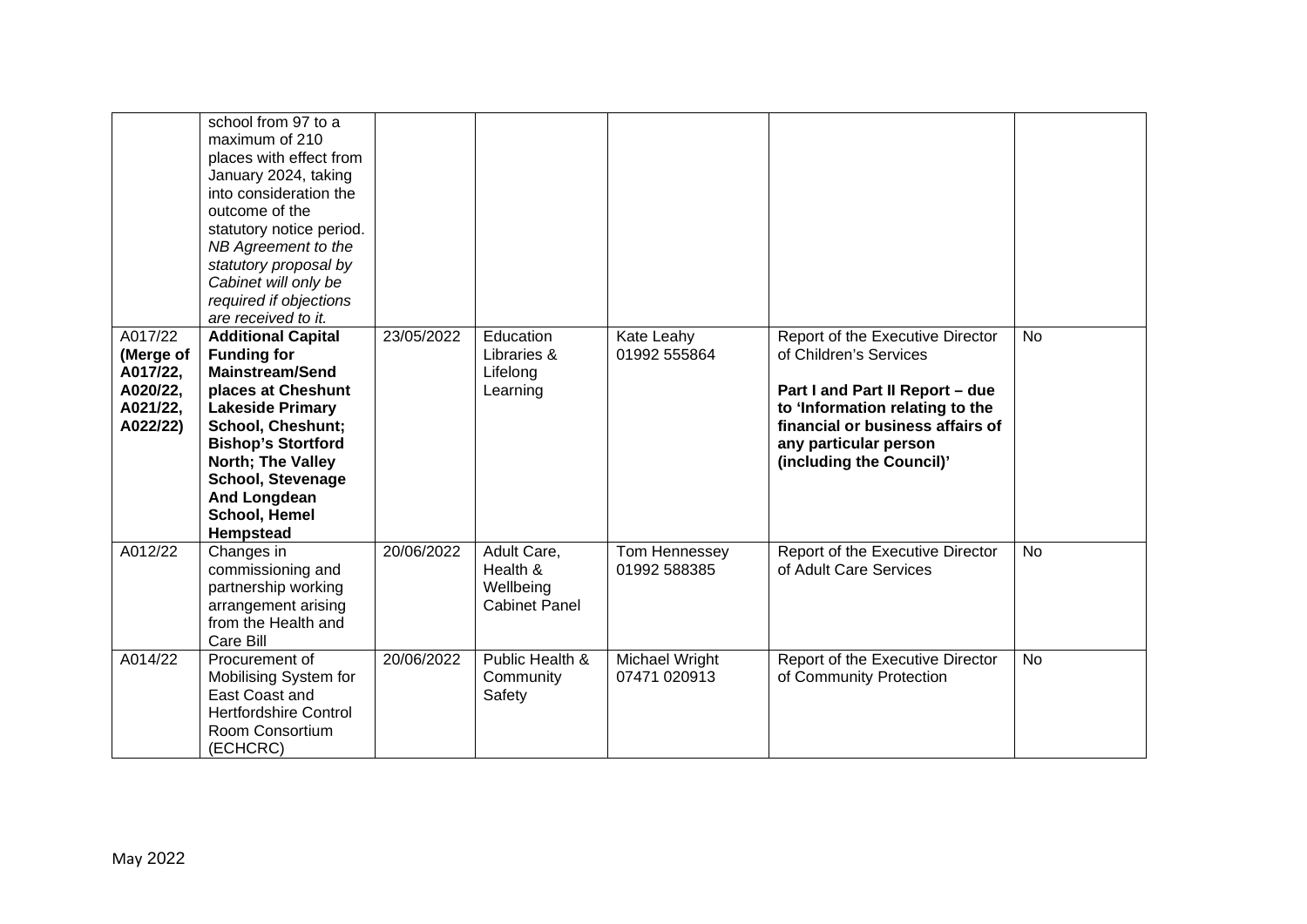| | | | | | | |
|---|---|---|---|---|---|---|
| | school from 97 to a maximum of 210 places with effect from January 2024, taking into consideration the outcome of the statutory notice period. *NB Agreement to the statutory proposal by Cabinet will only be required if objections are received to it.* | | | | | |
| A017/22 **(Merge of A017/22, A020/22, A021/22, A022/22)** | **Additional Capital Funding for Mainstream/Send places at Cheshunt Lakeside Primary School, Cheshunt; Bishop's Stortford North; The Valley School, Stevenage And Longdean School, Hemel Hempstead** | 23/05/2022 | Education Libraries & Lifelong Learning | Kate Leahy 01992 555864 | Report of the Executive Director of Children's Services<br><br>**Part I and Part II Report – due to 'Information relating to the financial or business affairs of any particular person (including the Council)'** | No |
| A012/22 | Changes in commissioning and partnership working arrangement arising from the Health and Care Bill | 20/06/2022 | Adult Care, Health & Wellbeing Cabinet Panel | Tom Hennessey 01992 588385 | Report of the Executive Director of Adult Care Services | No |
| A014/22 | Procurement of Mobilising System for East Coast and Hertfordshire Control Room Consortium (ECHCRC) | 20/06/2022 | Public Health & Community Safety | Michael Wright 07471 020913 | Report of the Executive Director of Community Protection | No |

May 2022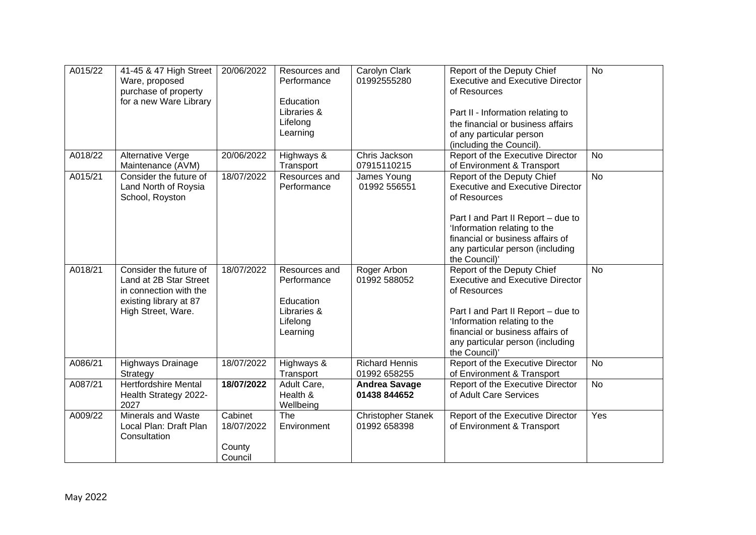| | | | | | | |
|---|---|---|---|---|---|---|
| A015/22 | 41-45 & 47 High Street Ware, proposed purchase of property for a new Ware Library | 20/06/2022 | Resources and Performance<br><br>Education Libraries & Lifelong Learning | Carolyn Clark 01992555280 | Report of the Deputy Chief Executive and Executive Director of Resources<br><br>Part II - Information relating to the financial or business affairs of any particular person (including the Council). | No |
| A018/22 | Alternative Verge Maintenance (AVM) | 20/06/2022 | Highways & Transport | Chris Jackson 07915110215 | Report of the Executive Director of Environment & Transport | No |
| A015/21 | Consider the future of Land North of Roysia School, Royston | 18/07/2022 | Resources and Performance | James Young 01992 556551 | Report of the Deputy Chief Executive and Executive Director of Resources<br><br>Part I and Part II Report – due to 'Information relating to the financial or business affairs of any particular person (including the Council)' | No |
| A018/21 | Consider the future of Land at 2B Star Street in connection with the existing library at 87 High Street, Ware. | 18/07/2022 | Resources and Performance<br><br>Education Libraries & Lifelong Learning | Roger Arbon 01992 588052 | Report of the Deputy Chief Executive and Executive Director of Resources<br><br>Part I and Part II Report – due to 'Information relating to the financial or business affairs of any particular person (including the Council)' | No |
| A086/21 | Highways Drainage Strategy | 18/07/2022 | Highways & Transport | Richard Hennis 01992 658255 | Report of the Executive Director of Environment & Transport | No |
| A087/21 | Hertfordshire Mental Health Strategy 2022-2027 | **18/07/2022** | Adult Care, Health & Wellbeing | **Andrea Savage 01438 844652** | Report of the Executive Director of Adult Care Services | No |
| A009/22 | Minerals and Waste Local Plan: Draft Plan Consultation | Cabinet 18/07/2022<br><br>County Council | The Environment | Christopher Stanek 01992 658398 | Report of the Executive Director of Environment & Transport | Yes |

May 2022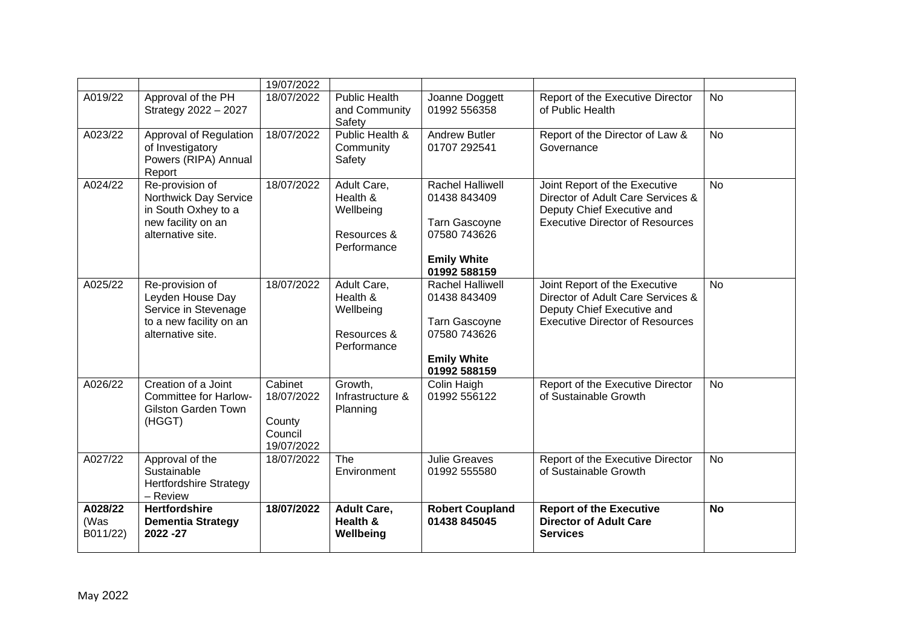| | | 19/07/2022 | | | | |
|---|---|---|---|---|---|---|
| A019/22 | Approval of the PH Strategy 2022 – 2027 | 18/07/2022 | Public Health and Community Safety | Joanne Doggett 01992 556358 | Report of the Executive Director of Public Health | No |
| A023/22 | Approval of Regulation of Investigatory Powers (RIPA) Annual Report | 18/07/2022 | Public Health & Community Safety | Andrew Butler 01707 292541 | Report of the Director of Law & Governance | No |
| A024/22 | Re-provision of Northwick Day Service in South Oxhey to a new facility on an alternative site. | 18/07/2022 | Adult Care, Health & Wellbeing<br><br>Resources & Performance | Rachel Halliwell 01438 843409<br><br>Tarn Gascoyne 07580 743626<br><br>**Emily White 01992 588159** | Joint Report of the Executive Director of Adult Care Services & Deputy Chief Executive and Executive Director of Resources | No |
| A025/22 | Re-provision of Leyden House Day Service in Stevenage to a new facility on an alternative site. | 18/07/2022 | Adult Care, Health & Wellbeing<br><br>Resources & Performance | Rachel Halliwell 01438 843409<br><br>Tarn Gascoyne 07580 743626<br><br>**Emily White 01992 588159** | Joint Report of the Executive Director of Adult Care Services & Deputy Chief Executive and Executive Director of Resources | No |
| A026/22 | Creation of a Joint Committee for Harlow-Gilston Garden Town (HGGT) | Cabinet 18/07/2022<br><br>County Council 19/07/2022 | Growth, Infrastructure & Planning | Colin Haigh 01992 556122 | Report of the Executive Director of Sustainable Growth | No |
| A027/22 | Approval of the Sustainable Hertfordshire Strategy – Review | 18/07/2022 | The Environment | Julie Greaves 01992 555580 | Report of the Executive Director of Sustainable Growth | No |
| **A028/22 (Was B011/22)** | **Hertfordshire Dementia Strategy 2022 -27** | **18/07/2022** | **Adult Care, Health & Wellbeing** | **Robert Coupland 01438 845045** | **Report of the Executive Director of Adult Care Services** | **No** |

May 2022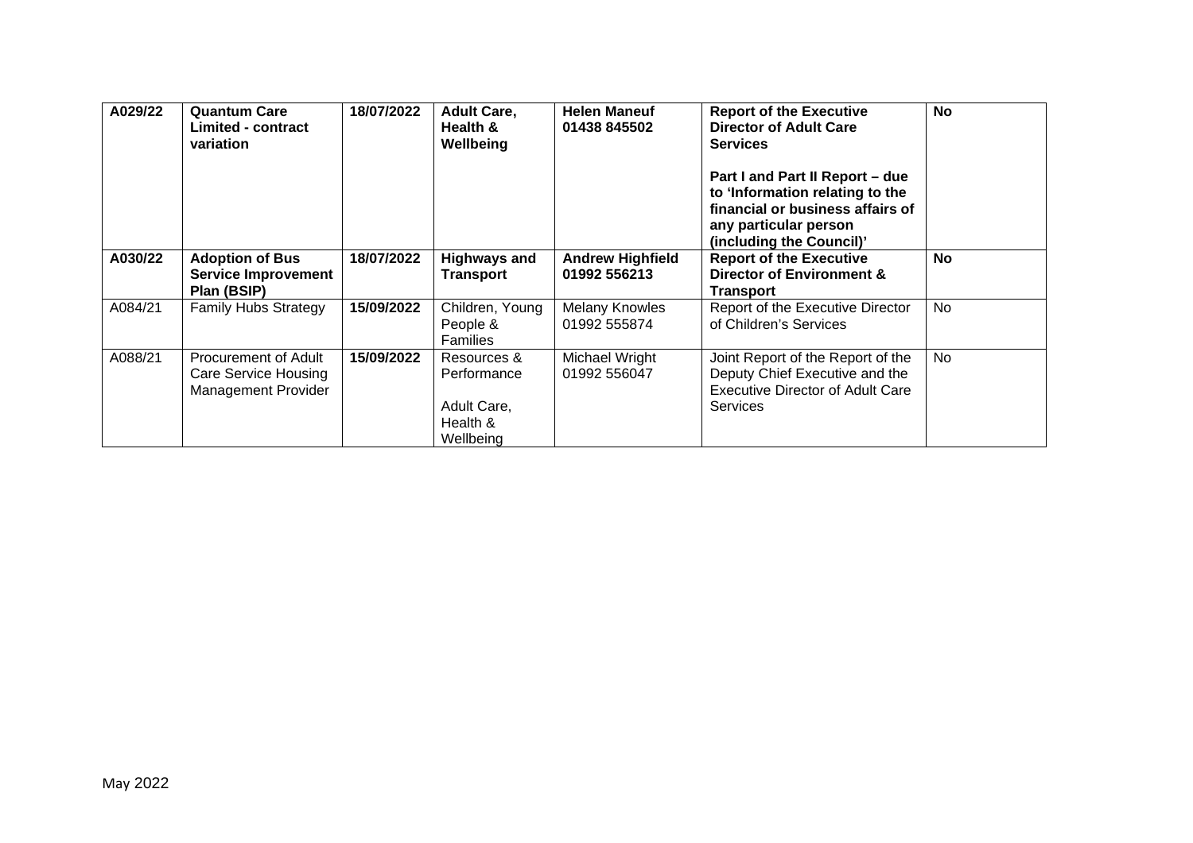| | | | | | | |
|---|---|---|---|---|---|---|
| **A029/22** | **Quantum Care Limited - contract variation** | **18/07/2022** | **Adult Care, Health & Wellbeing** | **Helen Maneuf 01438 845502** | **Report of the Executive Director of Adult Care Services**<br><br>**Part I and Part II Report – due to 'Information relating to the financial or business affairs of any particular person (including the Council)'** | **No** |
| **A030/22** | **Adoption of Bus Service Improvement Plan (BSIP)** | **18/07/2022** | **Highways and Transport** | **Andrew Highfield 01992 556213** | **Report of the Executive Director of Environment & Transport** | **No** |
| A084/21 | Family Hubs Strategy | **15/09/2022** | Children, Young People & Families | Melany Knowles 01992 555874 | Report of the Executive Director of Children's Services | No |
| A088/21 | Procurement of Adult Care Service Housing Management Provider | **15/09/2022** | Resources & Performance<br><br>Adult Care, Health & Wellbeing | Michael Wright 01992 556047 | Joint Report of the Report of the Deputy Chief Executive and the Executive Director of Adult Care Services | No |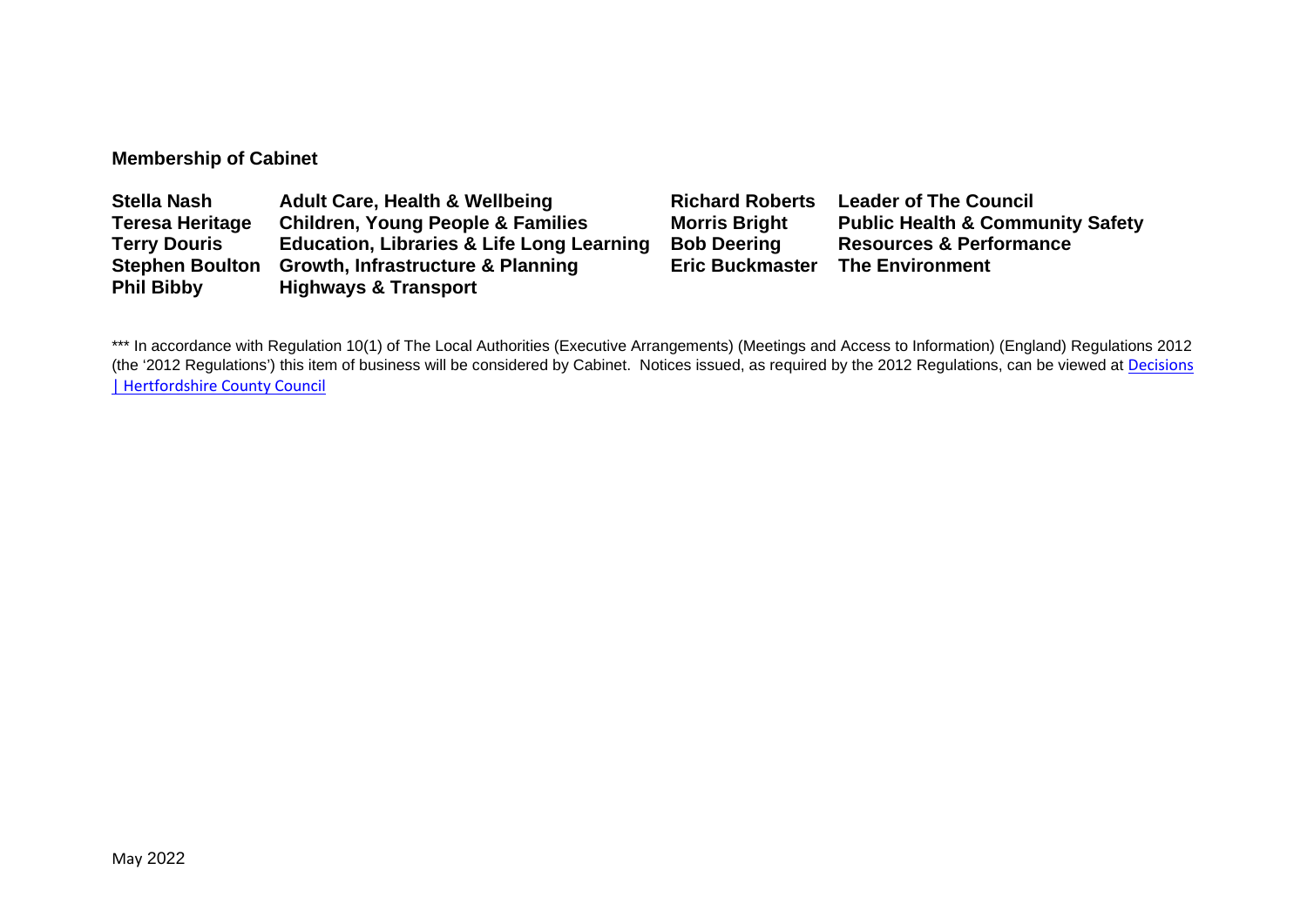**Membership of Cabinet**

| | | | |
|---|---|---|---|
| **Stella Nash** | **Adult Care, Health & Wellbeing** | **Richard Roberts** | **Leader of The Council** |
| **Teresa Heritage** | **Children, Young People & Families** | **Morris Bright** | **Public Health & Community Safety** |
| **Terry Douris** | **Education, Libraries & Life Long Learning** | **Bob Deering** | **Resources & Performance** |
| **Stephen Boulton** | **Growth, Infrastructure & Planning** | **Eric Buckmaster** | **The Environment** |
| **Phil Bibby** | **Highways & Transport** | | |

*** In accordance with Regulation 10(1) of The Local Authorities (Executive Arrangements) (Meetings and Access to Information) (England) Regulations 2012 (the '2012 Regulations') this item of business will be considered by Cabinet. Notices issued, as required by the 2012 Regulations, can be viewed at [Decisions | Hertfordshire County Council]

May 2022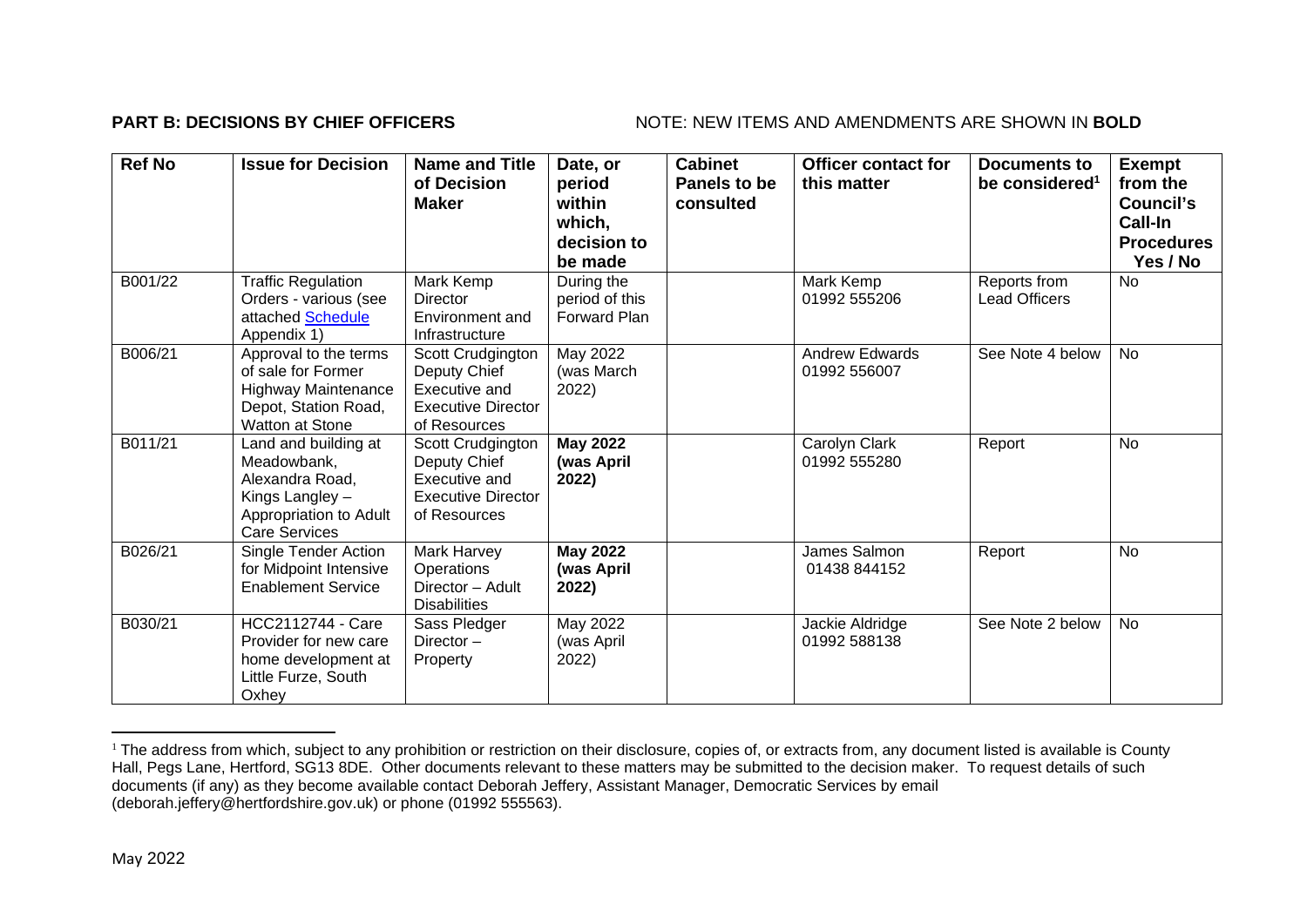**PART B: DECISIONS BY CHIEF OFFICERS** NOTE: NEW ITEMS AND AMENDMENTS ARE SHOWN IN **BOLD**

| Ref No | Issue for Decision | Name and Title of Decision Maker | Date, or period within which, decision to be made | Cabinet Panels to be consulted | Officer contact for this matter | Documents to be considered[1] | Exempt from the Council's Call-In Procedures Yes / No |
|---|---|---|---|---|---|---|---|
| B001/22 | Traffic Regulation Orders - various (see attached Schedule Appendix 1) | Mark Kemp Director Environment and Infrastructure | During the period of this Forward Plan | | Mark Kemp 01992 555206 | Reports from Lead Officers | No |
| B006/21 | Approval to the terms of sale for Former Highway Maintenance Depot, Station Road, Watton at Stone | Scott Crudgington Deputy Chief Executive and Executive Director of Resources | May 2022 (was March 2022) | | Andrew Edwards 01992 556007 | See Note 4 below | No |
| B011/21 | Land and building at Meadowbank, Alexandra Road, Kings Langley – Appropriation to Adult Care Services | Scott Crudgington Deputy Chief Executive and Executive Director of Resources | **May 2022 (was April 2022)** | | Carolyn Clark 01992 555280 | Report | No |
| B026/21 | Single Tender Action for Midpoint Intensive Enablement Service | Mark Harvey Operations Director – Adult Disabilities | **May 2022 (was April 2022)** | | James Salmon 01438 844152 | Report | No |
| B030/21 | HCC2112744 - Care Provider for new care home development at Little Furze, South Oxhey | Sass Pledger Director – Property | May 2022 (was April 2022) | | Jackie Aldridge 01992 588138 | See Note 2 below | No |

[1] The address from which, subject to any prohibition or restriction on their disclosure, copies of, or extracts from, any document listed is available is County Hall, Pegs Lane, Hertford, SG13 8DE. Other documents relevant to these matters may be submitted to the decision maker. To request details of such documents (if any) as they become available contact Deborah Jeffery, Assistant Manager, Democratic Services by email (deborah.jeffery@hertfordshire.gov.uk) or phone (01992 555563).

May 2022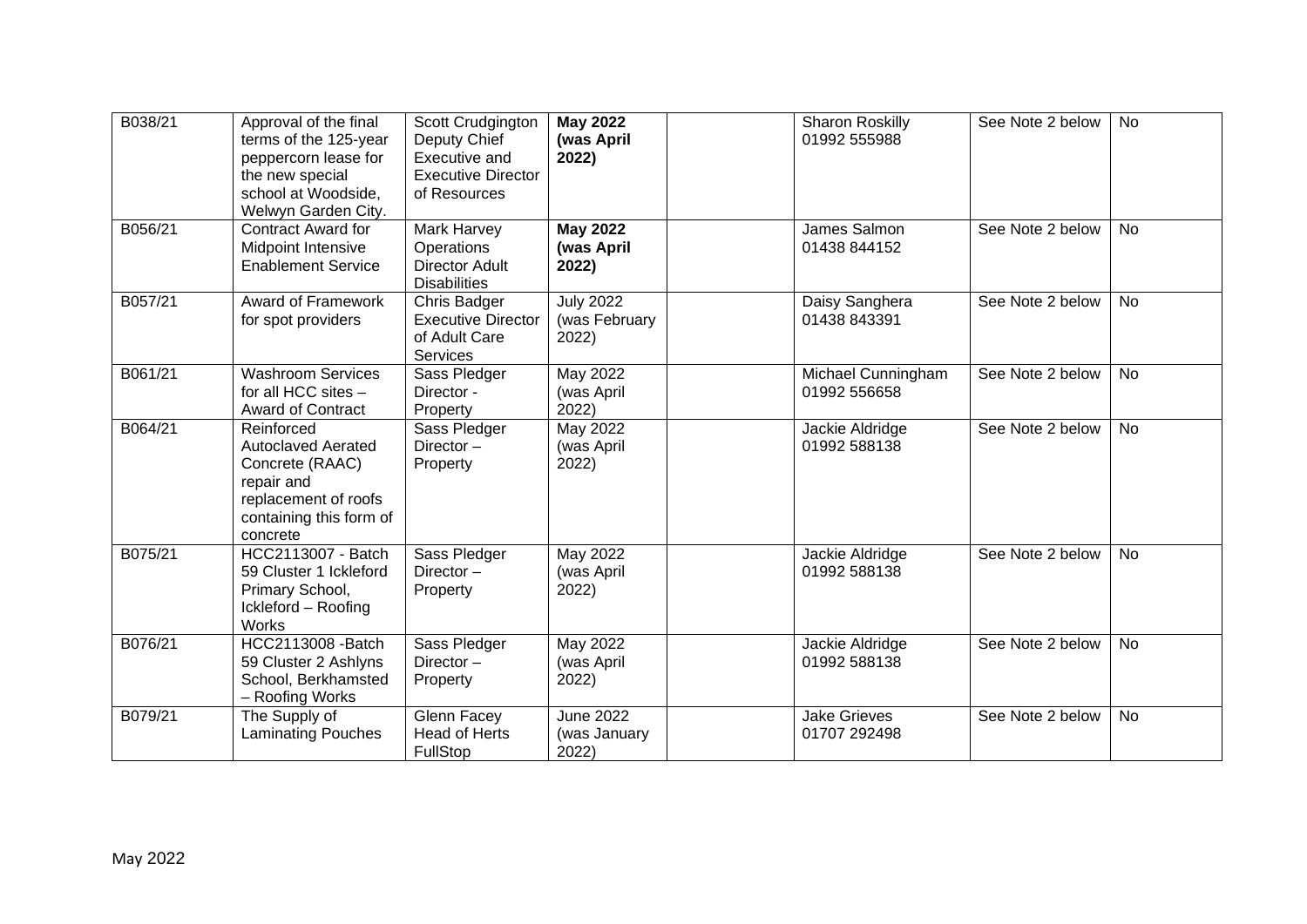| | | | | | | | |
|---|---|---|---|---|---|---|---|
| B038/21 | Approval of the final terms of the 125-year peppercorn lease for the new special school at Woodside, Welwyn Garden City. | Scott Crudgington Deputy Chief Executive and Executive Director of Resources | **May 2022 (was April 2022)** | | Sharon Roskilly 01992 555988 | See Note 2 below | No |
| B056/21 | Contract Award for Midpoint Intensive Enablement Service | Mark Harvey Operations Director Adult Disabilities | **May 2022 (was April 2022)** | | James Salmon 01438 844152 | See Note 2 below | No |
| B057/21 | Award of Framework for spot providers | Chris Badger Executive Director of Adult Care Services | July 2022 (was February 2022) | | Daisy Sanghera 01438 843391 | See Note 2 below | No |
| B061/21 | Washroom Services for all HCC sites – Award of Contract | Sass Pledger Director - Property | May 2022 (was April 2022) | | Michael Cunningham 01992 556658 | See Note 2 below | No |
| B064/21 | Reinforced Autoclaved Aerated Concrete (RAAC) repair and replacement of roofs containing this form of concrete | Sass Pledger Director – Property | May 2022 (was April 2022) | | Jackie Aldridge 01992 588138 | See Note 2 below | No |
| B075/21 | HCC2113007 - Batch 59 Cluster 1 Ickleford Primary School, Ickleford – Roofing Works | Sass Pledger Director – Property | May 2022 (was April 2022) | | Jackie Aldridge 01992 588138 | See Note 2 below | No |
| B076/21 | HCC2113008 -Batch 59 Cluster 2 Ashlyns School, Berkhamsted – Roofing Works | Sass Pledger Director – Property | May 2022 (was April 2022) | | Jackie Aldridge 01992 588138 | See Note 2 below | No |
| B079/21 | The Supply of Laminating Pouches | Glenn Facey Head of Herts FullStop | June 2022 (was January 2022) | | Jake Grieves 01707 292498 | See Note 2 below | No |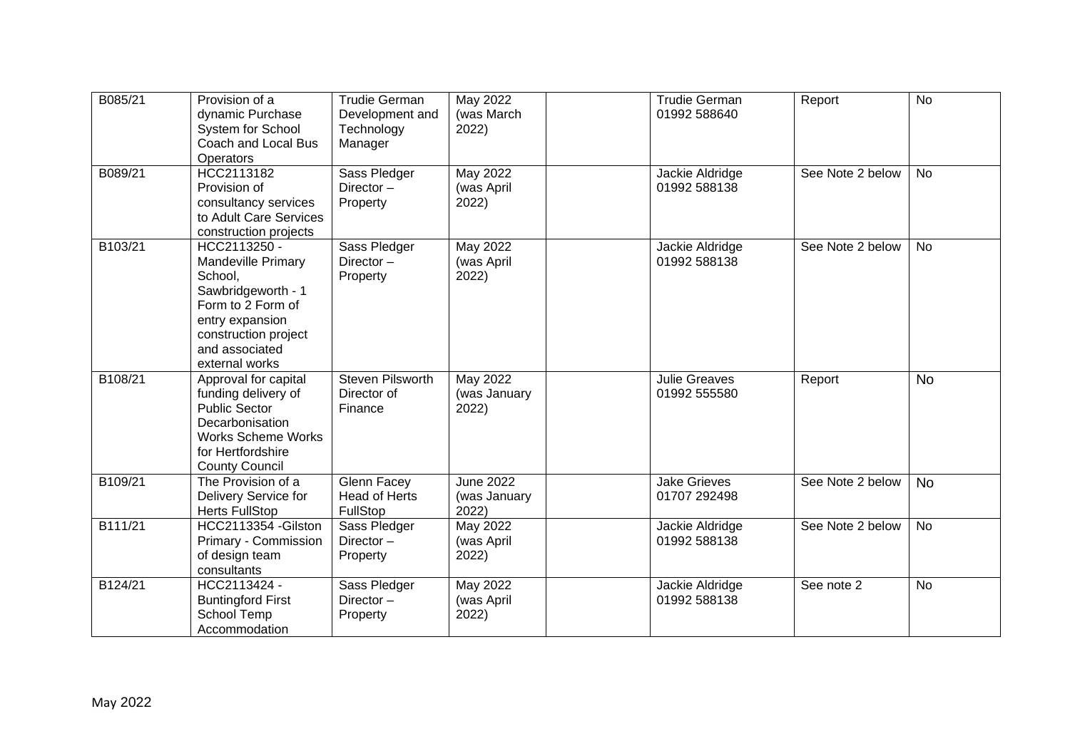| | | | | | | | |
|---|---|---|---|---|---|---|---|
| B085/21 | Provision of a dynamic Purchase System for School Coach and Local Bus Operators | Trudie German Development and Technology Manager | May 2022 (was March 2022) | | Trudie German 01992 588640 | Report | No |
| B089/21 | HCC2113182 Provision of consultancy services to Adult Care Services construction projects | Sass Pledger Director – Property | May 2022 (was April 2022) | | Jackie Aldridge 01992 588138 | See Note 2 below | No |
| B103/21 | HCC2113250 - Mandeville Primary School, Sawbridgeworth - 1 Form to 2 Form of entry expansion construction project and associated external works | Sass Pledger Director – Property | May 2022 (was April 2022) | | Jackie Aldridge 01992 588138 | See Note 2 below | No |
| B108/21 | Approval for capital funding delivery of Public Sector Decarbonisation Works Scheme Works for Hertfordshire County Council | Steven Pilsworth Director of Finance | May 2022 (was January 2022) | | Julie Greaves 01992 555580 | Report | No |
| B109/21 | The Provision of a Delivery Service for Herts FullStop | Glenn Facey Head of Herts FullStop | June 2022 (was January 2022) | | Jake Grieves 01707 292498 | See Note 2 below | No |
| B111/21 | HCC2113354 -Gilston Primary - Commission of design team consultants | Sass Pledger Director – Property | May 2022 (was April 2022) | | Jackie Aldridge 01992 588138 | See Note 2 below | No |
| B124/21 | HCC2113424 - Buntingford First School Temp Accommodation | Sass Pledger Director – Property | May 2022 (was April 2022) | | Jackie Aldridge 01992 588138 | See note 2 | No |

May 2022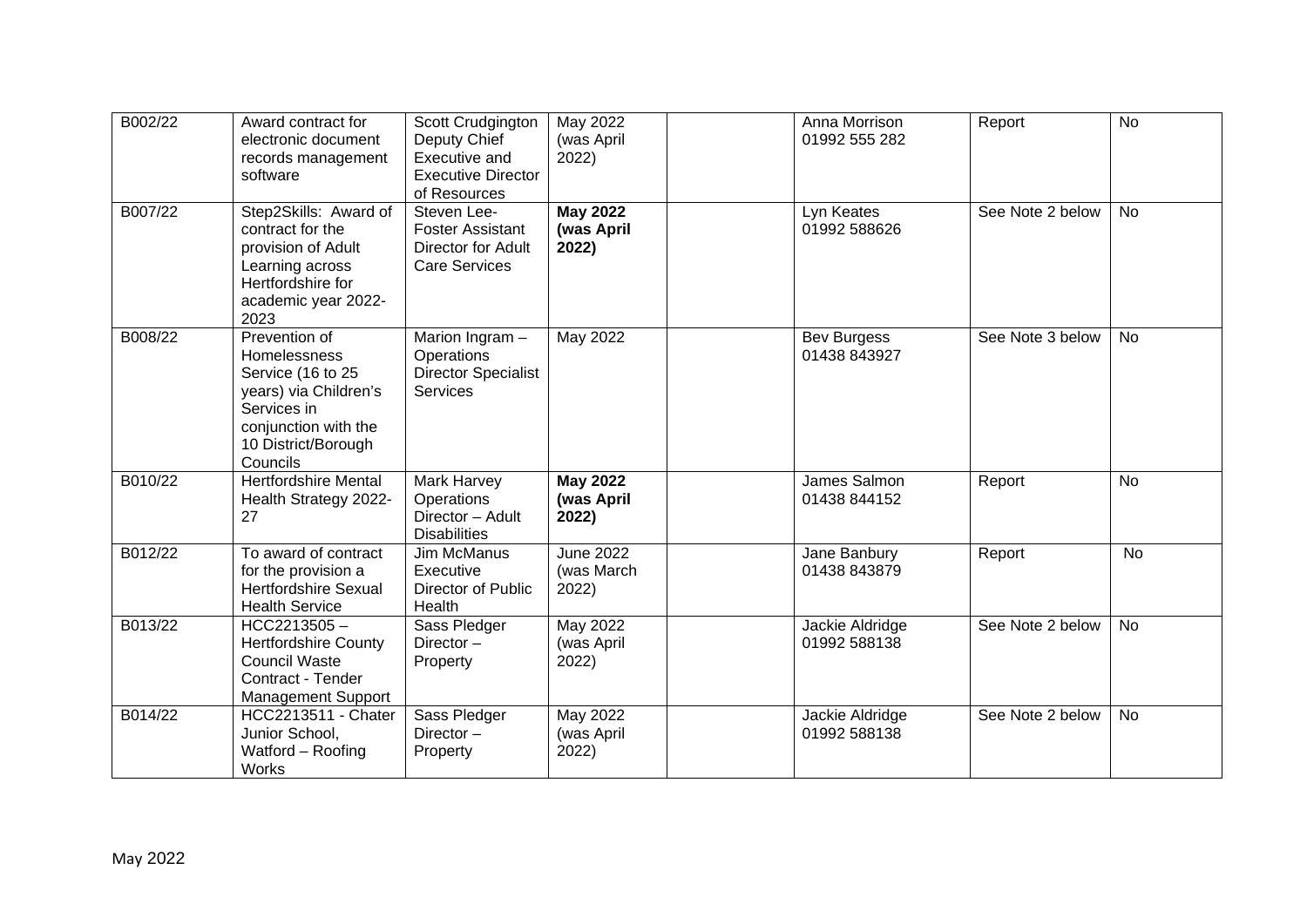| B002/22 | Award contract for electronic document records management software | Scott Crudgington Deputy Chief Executive and Executive Director of Resources | May 2022 (was April 2022) | | Anna Morrison 01992 555 282 | Report | No |
|---|---|---|---|---|---|---|---|
| B007/22 | Step2Skills: Award of contract for the provision of Adult Learning across Hertfordshire for academic year 2022-2023 | Steven Lee-Foster Assistant Director for Adult Care Services | **May 2022 (was April 2022)** | | Lyn Keates 01992 588626 | See Note 2 below | No |
| B008/22 | Prevention of Homelessness Service (16 to 25 years) via Children's Services in conjunction with the 10 District/Borough Councils | Marion Ingram – Operations Director Specialist Services | May 2022 | | Bev Burgess 01438 843927 | See Note 3 below | No |
| B010/22 | Hertfordshire Mental Health Strategy 2022-27 | Mark Harvey Operations Director – Adult Disabilities | **May 2022 (was April 2022)** | | James Salmon 01438 844152 | Report | No |
| B012/22 | To award of contract for the provision a Hertfordshire Sexual Health Service | Jim McManus Executive Director of Public Health | June 2022 (was March 2022) | | Jane Banbury 01438 843879 | Report | No |
| B013/22 | HCC2213505 – Hertfordshire County Council Waste Contract - Tender Management Support | Sass Pledger Director – Property | May 2022 (was April 2022) | | Jackie Aldridge 01992 588138 | See Note 2 below | No |
| B014/22 | HCC2213511 - Chater Junior School, Watford – Roofing Works | Sass Pledger Director – Property | May 2022 (was April 2022) | | Jackie Aldridge 01992 588138 | See Note 2 below | No |

May 2022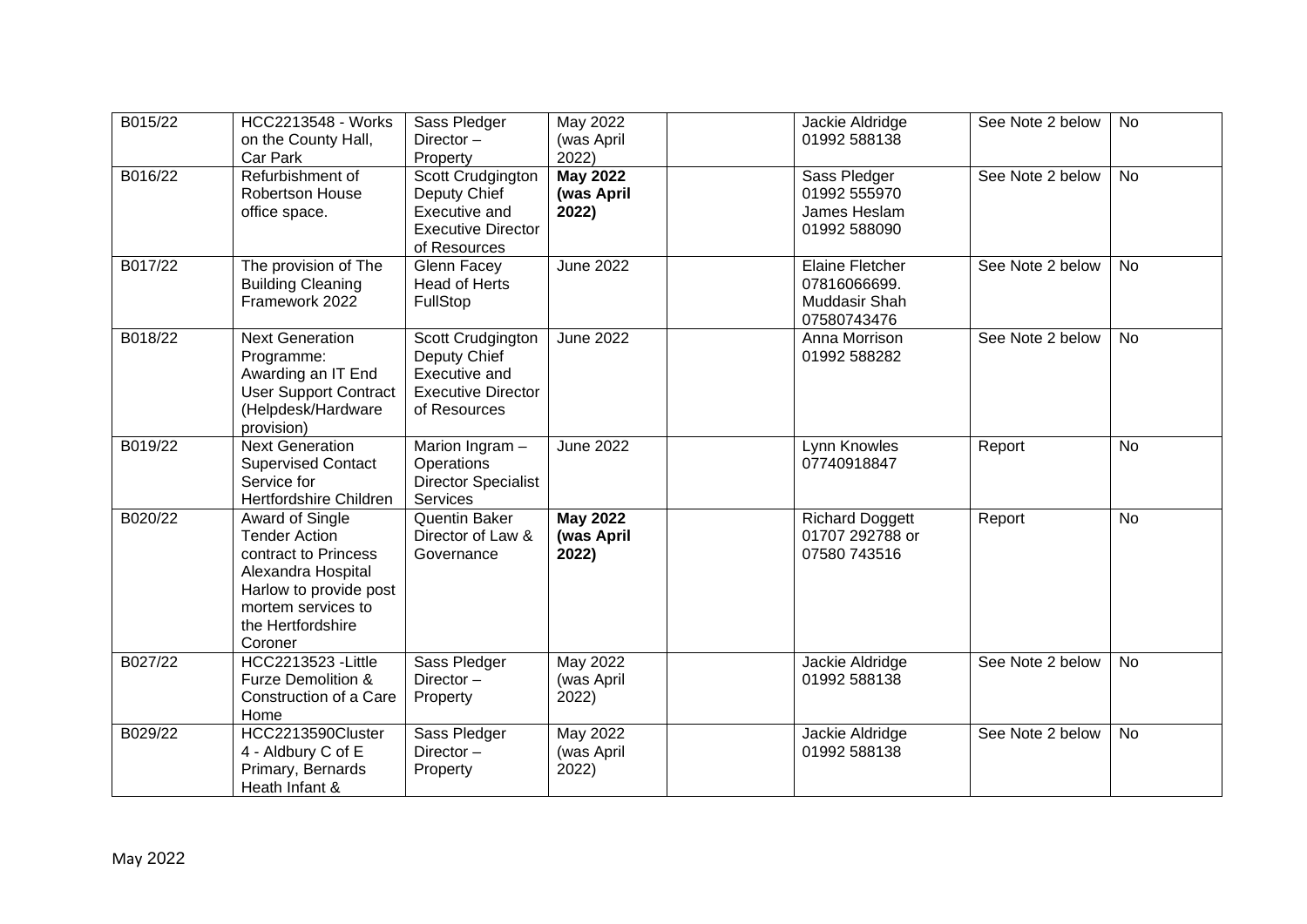| | | | | | | | |
|---|---|---|---|---|---|---|---|
| B015/22 | HCC2213548 - Works on the County Hall, Car Park | Sass Pledger Director – Property | May 2022 (was April 2022) | | Jackie Aldridge 01992 588138 | See Note 2 below | No |
| B016/22 | Refurbishment of Robertson House office space. | Scott Crudgington Deputy Chief Executive and Executive Director of Resources | **May 2022 (was April 2022)** | | Sass Pledger 01992 555970 James Heslam 01992 588090 | See Note 2 below | No |
| B017/22 | The provision of The Building Cleaning Framework 2022 | Glenn Facey Head of Herts FullStop | June 2022 | | Elaine Fletcher 07816066699. Muddasir Shah 07580743476 | See Note 2 below | No |
| B018/22 | Next Generation Programme: Awarding an IT End User Support Contract (Helpdesk/Hardware provision) | Scott Crudgington Deputy Chief Executive and Executive Director of Resources | June 2022 | | Anna Morrison 01992 588282 | See Note 2 below | No |
| B019/22 | Next Generation Supervised Contact Service for Hertfordshire Children | Marion Ingram – Operations Director Specialist Services | June 2022 | | Lynn Knowles 07740918847 | Report | No |
| B020/22 | Award of Single Tender Action contract to Princess Alexandra Hospital Harlow to provide post mortem services to the Hertfordshire Coroner | Quentin Baker Director of Law & Governance | **May 2022 (was April 2022)** | | Richard Doggett 01707 292788 or 07580 743516 | Report | No |
| B027/22 | HCC2213523 -Little Furze Demolition & Construction of a Care Home | Sass Pledger Director – Property | May 2022 (was April 2022) | | Jackie Aldridge 01992 588138 | See Note 2 below | No |
| B029/22 | HCC2213590Cluster 4 - Aldbury C of E Primary, Bernards Heath Infant & | Sass Pledger Director – Property | May 2022 (was April 2022) | | Jackie Aldridge 01992 588138 | See Note 2 below | No |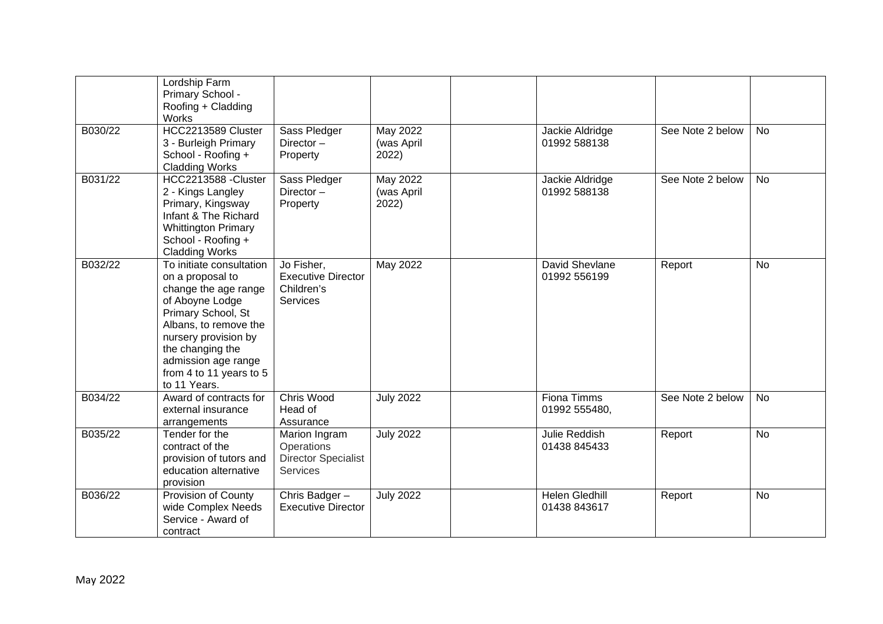|  | Lordship Farm Primary School - Roofing + Cladding Works |  |  |  |  |  |  |
|---|---|---|---|---|---|---|---|
| B030/22 | HCC2213589 Cluster 3 - Burleigh Primary School - Roofing + Cladding Works | Sass Pledger Director – Property | May 2022 (was April 2022) |  | Jackie Aldridge 01992 588138 | See Note 2 below | No |
| B031/22 | HCC2213588 -Cluster 2 - Kings Langley Primary, Kingsway Infant & The Richard Whittington Primary School - Roofing + Cladding Works | Sass Pledger Director – Property | May 2022 (was April 2022) |  | Jackie Aldridge 01992 588138 | See Note 2 below | No |
| B032/22 | To initiate consultation on a proposal to change the age range of Aboyne Lodge Primary School, St Albans, to remove the nursery provision by the changing the admission age range from 4 to 11 years to 5 to 11 Years. | Jo Fisher, Executive Director Children's Services | May 2022 |  | David Shevlane 01992 556199 | Report | No |
| B034/22 | Award of contracts for external insurance arrangements | Chris Wood Head of Assurance | July 2022 |  | Fiona Timms 01992 555480, | See Note 2 below | No |
| B035/22 | Tender for the contract of the provision of tutors and education alternative provision | Marion Ingram Operations Director Specialist Services | July 2022 |  | Julie Reddish 01438 845433 | Report | No |
| B036/22 | Provision of County wide Complex Needs Service - Award of contract | Chris Badger – Executive Director | July 2022 |  | Helen Gledhill 01438 843617 | Report | No |

May 2022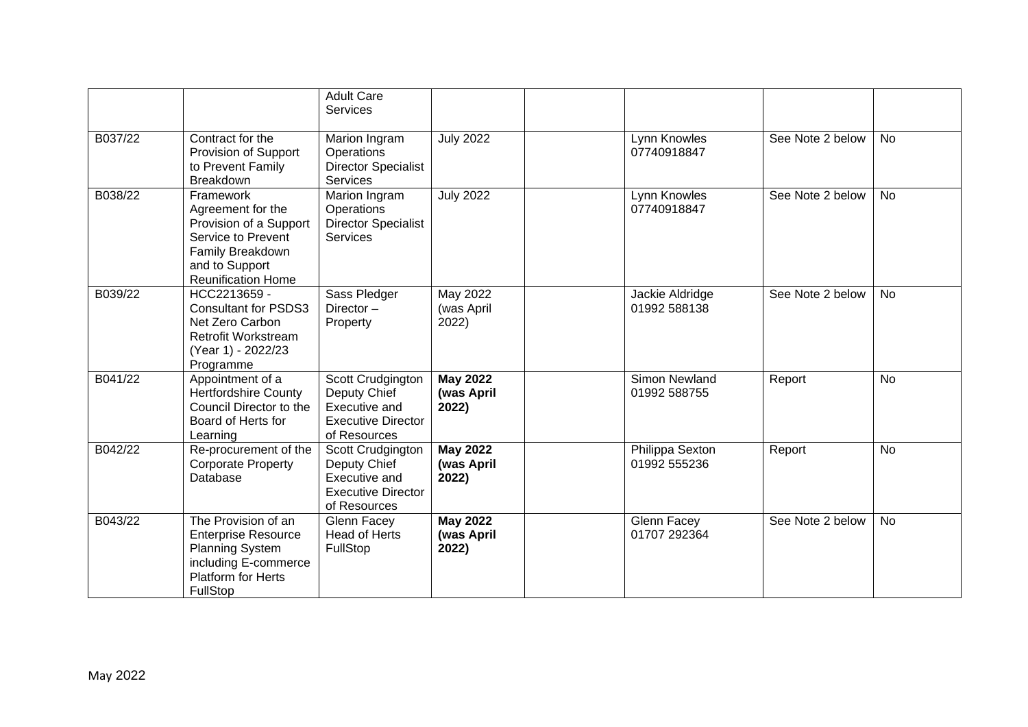|  |  | Adult Care Services |  |  |  |  |  |
|---|---|---|---|---|---|---|---|
| B037/22 | Contract for the Provision of Support to Prevent Family Breakdown | Marion Ingram Operations Director Specialist Services | July 2022 |  | Lynn Knowles 07740918847 | See Note 2 below | No |
| B038/22 | Framework Agreement for the Provision of a Support Service to Prevent Family Breakdown and to Support Reunification Home | Marion Ingram Operations Director Specialist Services | July 2022 |  | Lynn Knowles 07740918847 | See Note 2 below | No |
| B039/22 | HCC2213659 - Consultant for PSDS3 Net Zero Carbon Retrofit Workstream (Year 1) - 2022/23 Programme | Sass Pledger Director – Property | May 2022 (was April 2022) |  | Jackie Aldridge 01992 588138 | See Note 2 below | No |
| B041/22 | Appointment of a Hertfordshire County Council Director to the Board of Herts for Learning | Scott Crudgington Deputy Chief Executive and Executive Director of Resources | **May 2022 (was April 2022)** |  | Simon Newland 01992 588755 | Report | No |
| B042/22 | Re-procurement of the Corporate Property Database | Scott Crudgington Deputy Chief Executive and Executive Director of Resources | **May 2022 (was April 2022)** |  | Philippa Sexton 01992 555236 | Report | No |
| B043/22 | The Provision of an Enterprise Resource Planning System including E-commerce Platform for Herts FullStop | Glenn Facey Head of Herts FullStop | **May 2022 (was April 2022)** |  | Glenn Facey 01707 292364 | See Note 2 below | No |

May 2022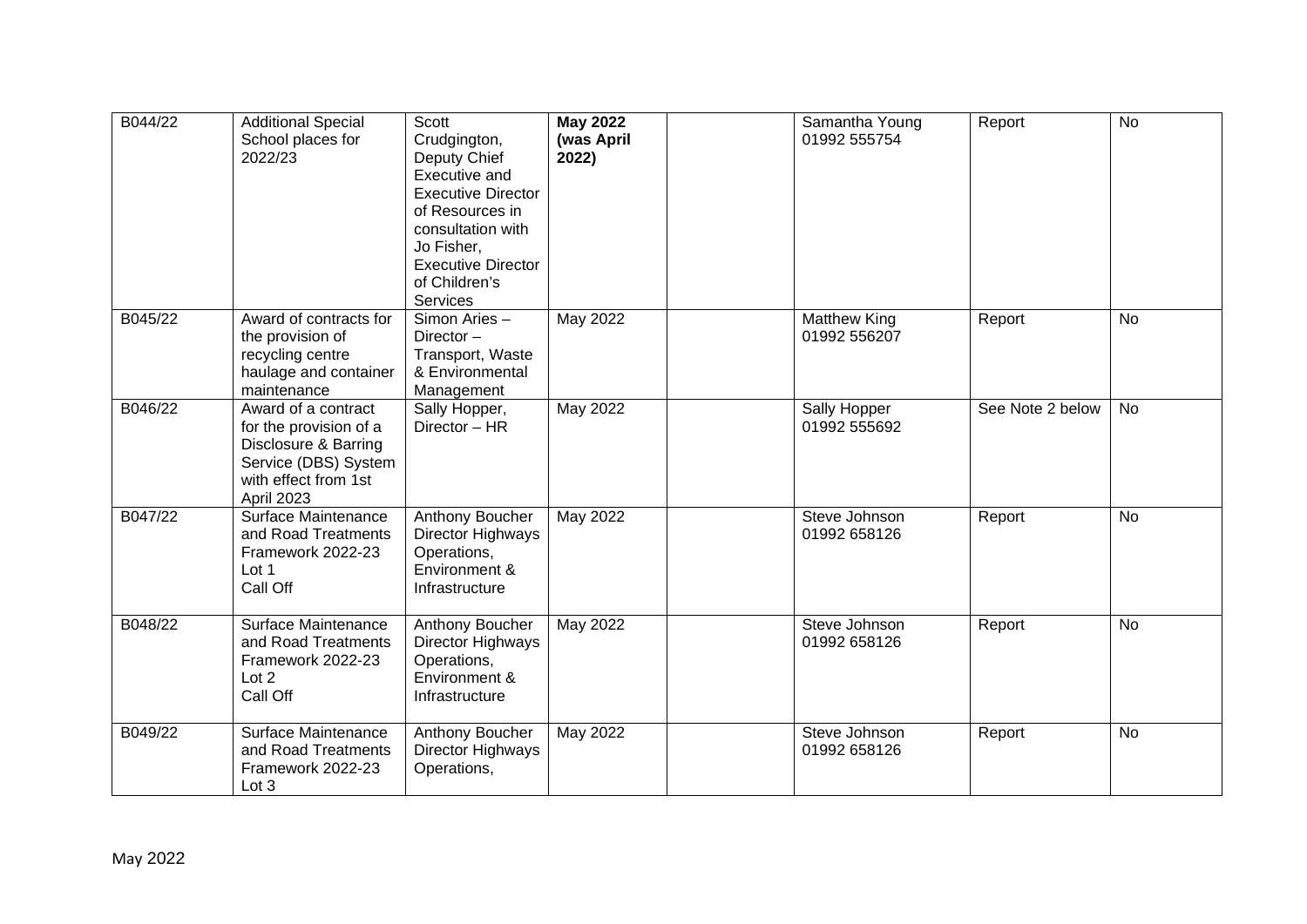| | | | | | | | |
|---|---|---|---|---|---|---|---|
| B044/22 | Additional Special School places for 2022/23 | Scott Crudgington, Deputy Chief Executive and Executive Director of Resources in consultation with Jo Fisher, Executive Director of Children's Services | **May 2022 (was April 2022)** | | Samantha Young 01992 555754 | Report | No |
| B045/22 | Award of contracts for the provision of recycling centre haulage and container maintenance | Simon Aries – Director – Transport, Waste & Environmental Management | May 2022 | | Matthew King 01992 556207 | Report | No |
| B046/22 | Award of a contract for the provision of a Disclosure & Barring Service (DBS) System with effect from 1st April 2023 | Sally Hopper, Director – HR | May 2022 | | Sally Hopper 01992 555692 | See Note 2 below | No |
| B047/22 | Surface Maintenance and Road Treatments Framework 2022-23 Lot 1 Call Off | Anthony Boucher Director Highways Operations, Environment & Infrastructure | May 2022 | | Steve Johnson 01992 658126 | Report | No |
| B048/22 | Surface Maintenance and Road Treatments Framework 2022-23 Lot 2 Call Off | Anthony Boucher Director Highways Operations, Environment & Infrastructure | May 2022 | | Steve Johnson 01992 658126 | Report | No |
| B049/22 | Surface Maintenance and Road Treatments Framework 2022-23 Lot 3 | Anthony Boucher Director Highways Operations, | May 2022 | | Steve Johnson 01992 658126 | Report | No |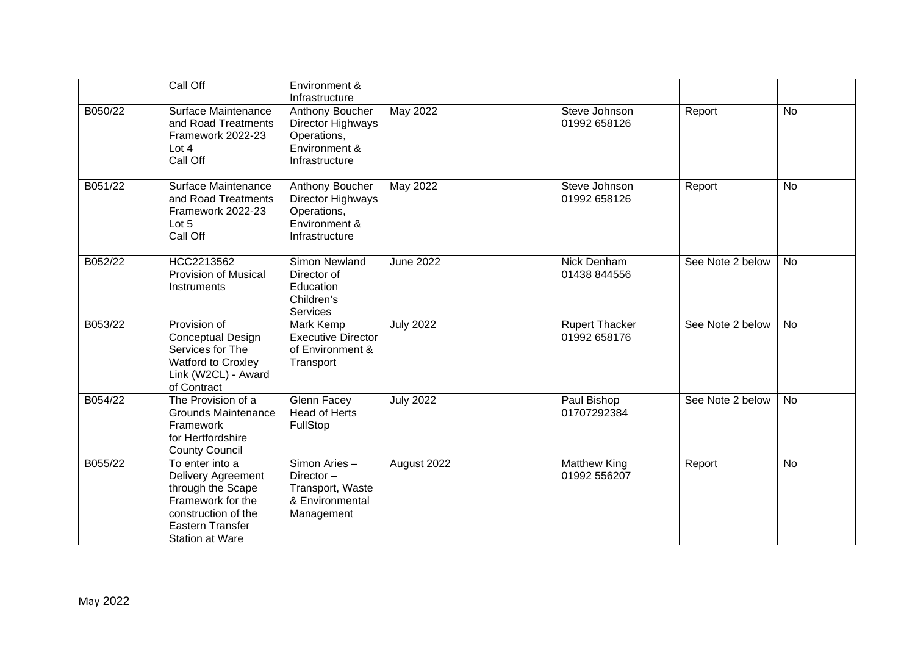| | | | | | | | |
|---|---|---|---|---|---|---|---|
| | Call Off | Environment & Infrastructure | | | | | |
| B050/22 | Surface Maintenance and Road Treatments Framework 2022-23 Lot 4 Call Off | Anthony Boucher Director Highways Operations, Environment & Infrastructure | May 2022 | | Steve Johnson 01992 658126 | Report | No |
| B051/22 | Surface Maintenance and Road Treatments Framework 2022-23 Lot 5 Call Off | Anthony Boucher Director Highways Operations, Environment & Infrastructure | May 2022 | | Steve Johnson 01992 658126 | Report | No |
| B052/22 | HCC2213562 Provision of Musical Instruments | Simon Newland Director of Education Children's Services | June 2022 | | Nick Denham 01438 844556 | See Note 2 below | No |
| B053/22 | Provision of Conceptual Design Services for The Watford to Croxley Link (W2CL) - Award of Contract | Mark Kemp Executive Director of Environment & Transport | July 2022 | | Rupert Thacker 01992 658176 | See Note 2 below | No |
| B054/22 | The Provision of a Grounds Maintenance Framework for Hertfordshire County Council | Glenn Facey Head of Herts FullStop | July 2022 | | Paul Bishop 01707292384 | See Note 2 below | No |
| B055/22 | To enter into a Delivery Agreement through the Scape Framework for the construction of the Eastern Transfer Station at Ware | Simon Aries – Director – Transport, Waste & Environmental Management | August 2022 | | Matthew King 01992 556207 | Report | No |

May 2022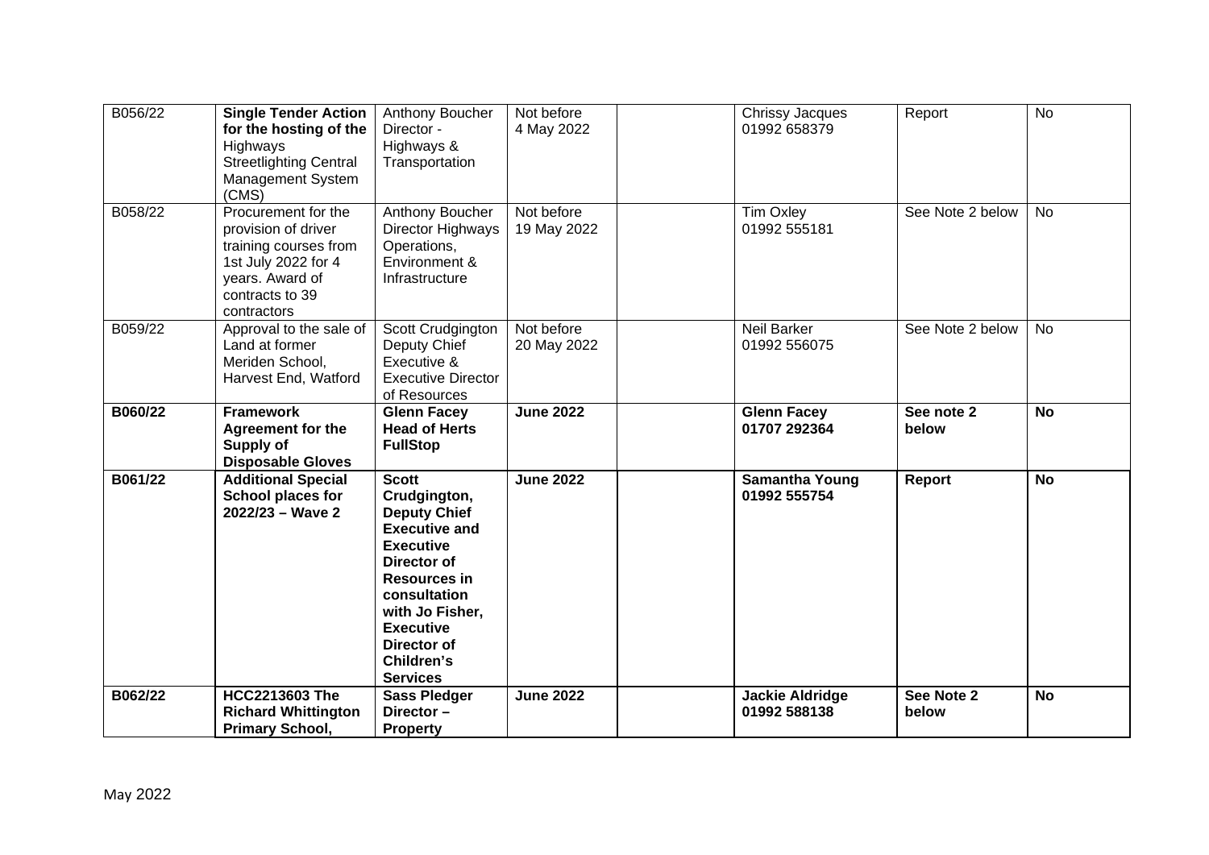| | | | | | | | |
|---|---|---|---|---|---|---|---|
| B056/22 | **Single Tender Action for the hosting of the** Highways Streetlighting Central Management System (CMS) | Anthony Boucher Director - Highways & Transportation | Not before 4 May 2022 | | Chrissy Jacques 01992 658379 | Report | No |
| B058/22 | Procurement for the provision of driver training courses from 1st July 2022 for 4 years. Award of contracts to 39 contractors | Anthony Boucher Director Highways Operations, Environment & Infrastructure | Not before 19 May 2022 | | Tim Oxley 01992 555181 | See Note 2 below | No |
| B059/22 | Approval to the sale of Land at former Meriden School, Harvest End, Watford | Scott Crudgington Deputy Chief Executive & Executive Director of Resources | Not before 20 May 2022 | | Neil Barker 01992 556075 | See Note 2 below | No |
| **B060/22** | **Framework Agreement for the Supply of Disposable Gloves** | **Glenn Facey Head of Herts FullStop** | **June 2022** | | **Glenn Facey 01707 292364** | **See note 2 below** | **No** |
| **B061/22** | **Additional Special School places for 2022/23 – Wave 2** | **Scott Crudgington, Deputy Chief Executive and Executive Director of Resources in consultation with Jo Fisher, Executive Director of Children's Services** | **June 2022** | | **Samantha Young 01992 555754** | **Report** | **No** |
| **B062/22** | **HCC2213603 The Richard Whittington Primary School,** | **Sass Pledger Director – Property** | **June 2022** | | **Jackie Aldridge 01992 588138** | **See Note 2 below** | **No** |

May 2022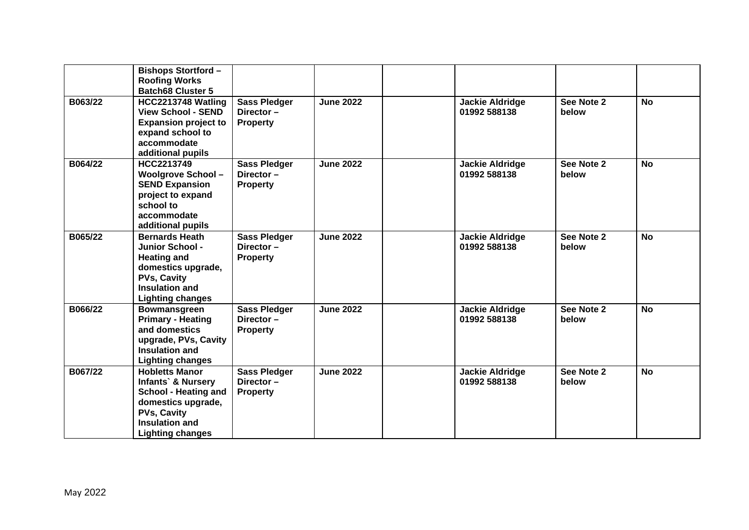| | | | | | | | |
|---|---|---|---|---|---|---|---|
| | **Bishops Stortford – Roofing Works Batch68 Cluster 5** | | | | | | |
| **B063/22** | **HCC2213748 Watling View School - SEND Expansion project to expand school to accommodate additional pupils** | **Sass Pledger Director – Property** | **June 2022** | | **Jackie Aldridge 01992 588138** | **See Note 2 below** | **No** |
| **B064/22** | **HCC2213749 Woolgrove School – SEND Expansion project to expand school to accommodate additional pupils** | **Sass Pledger Director – Property** | **June 2022** | | **Jackie Aldridge 01992 588138** | **See Note 2 below** | **No** |
| **B065/22** | **Bernards Heath Junior School - Heating and domestics upgrade, PVs, Cavity Insulation and Lighting changes** | **Sass Pledger Director – Property** | **June 2022** | | **Jackie Aldridge 01992 588138** | **See Note 2 below** | **No** |
| **B066/22** | **Bowmansgreen Primary - Heating and domestics upgrade, PVs, Cavity Insulation and Lighting changes** | **Sass Pledger Director – Property** | **June 2022** | | **Jackie Aldridge 01992 588138** | **See Note 2 below** | **No** |
| **B067/22** | **Hobletts Manor Infants` & Nursery School - Heating and domestics upgrade, PVs, Cavity Insulation and Lighting changes** | **Sass Pledger Director – Property** | **June 2022** | | **Jackie Aldridge 01992 588138** | **See Note 2 below** | **No** |

May 2022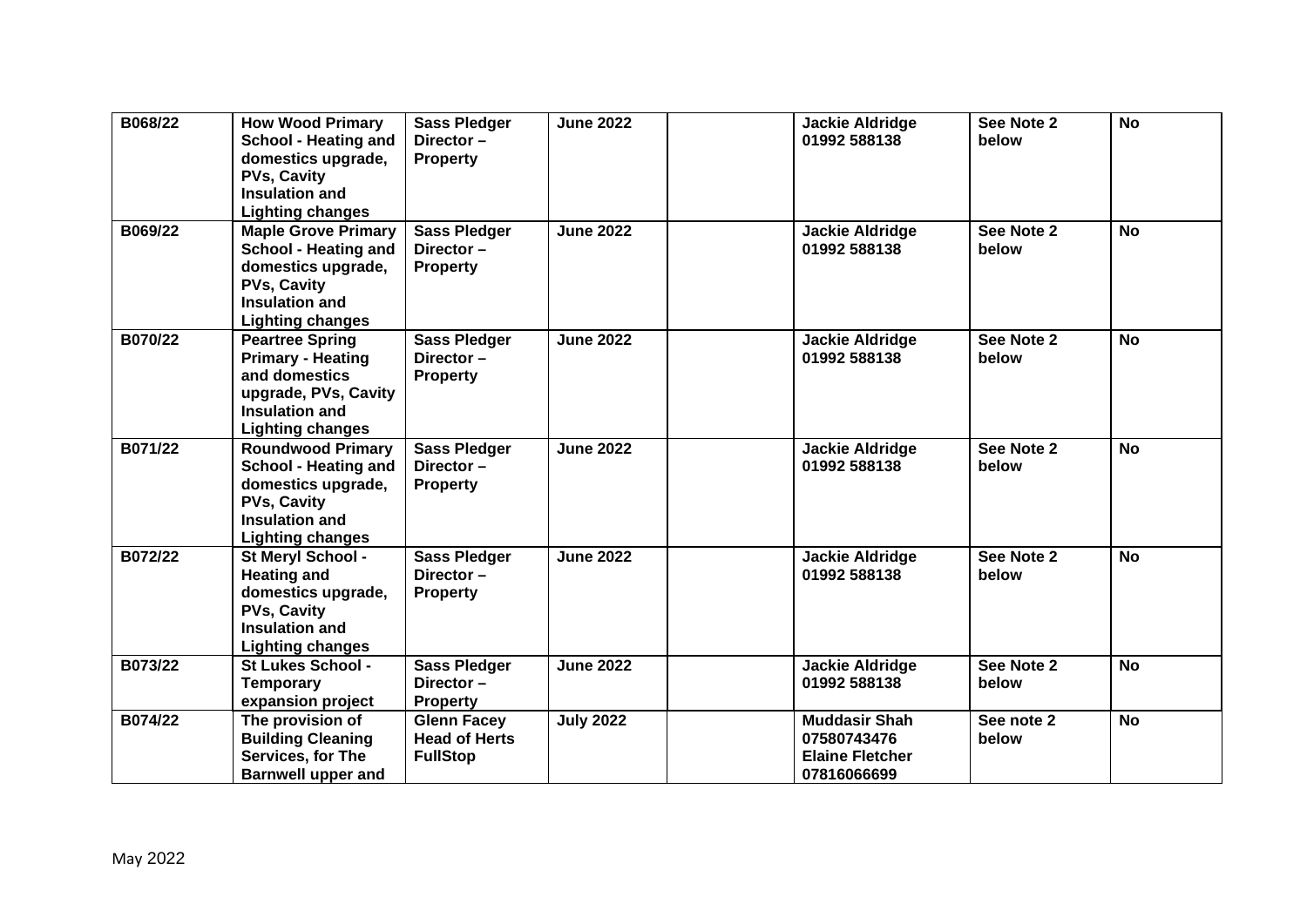| | | | | | | | |
|---|---|---|---|---|---|---|---|
| **B068/22** | **How Wood Primary School - Heating and domestics upgrade, PVs, Cavity Insulation and Lighting changes** | **Sass Pledger Director – Property** | **June 2022** | | **Jackie Aldridge 01992 588138** | **See Note 2 below** | **No** |
| **B069/22** | **Maple Grove Primary School - Heating and domestics upgrade, PVs, Cavity Insulation and Lighting changes** | **Sass Pledger Director – Property** | **June 2022** | | **Jackie Aldridge 01992 588138** | **See Note 2 below** | **No** |
| **B070/22** | **Peartree Spring Primary - Heating and domestics upgrade, PVs, Cavity Insulation and Lighting changes** | **Sass Pledger Director – Property** | **June 2022** | | **Jackie Aldridge 01992 588138** | **See Note 2 below** | **No** |
| **B071/22** | **Roundwood Primary School - Heating and domestics upgrade, PVs, Cavity Insulation and Lighting changes** | **Sass Pledger Director – Property** | **June 2022** | | **Jackie Aldridge 01992 588138** | **See Note 2 below** | **No** |
| **B072/22** | **St Meryl School - Heating and domestics upgrade, PVs, Cavity Insulation and Lighting changes** | **Sass Pledger Director – Property** | **June 2022** | | **Jackie Aldridge 01992 588138** | **See Note 2 below** | **No** |
| **B073/22** | **St Lukes School - Temporary expansion project** | **Sass Pledger Director – Property** | **June 2022** | | **Jackie Aldridge 01992 588138** | **See Note 2 below** | **No** |
| **B074/22** | **The provision of Building Cleaning Services, for The Barnwell upper and** | **Glenn Facey Head of Herts FullStop** | **July 2022** | | **Muddasir Shah 07580743476 Elaine Fletcher 07816066699** | **See note 2 below** | **No** |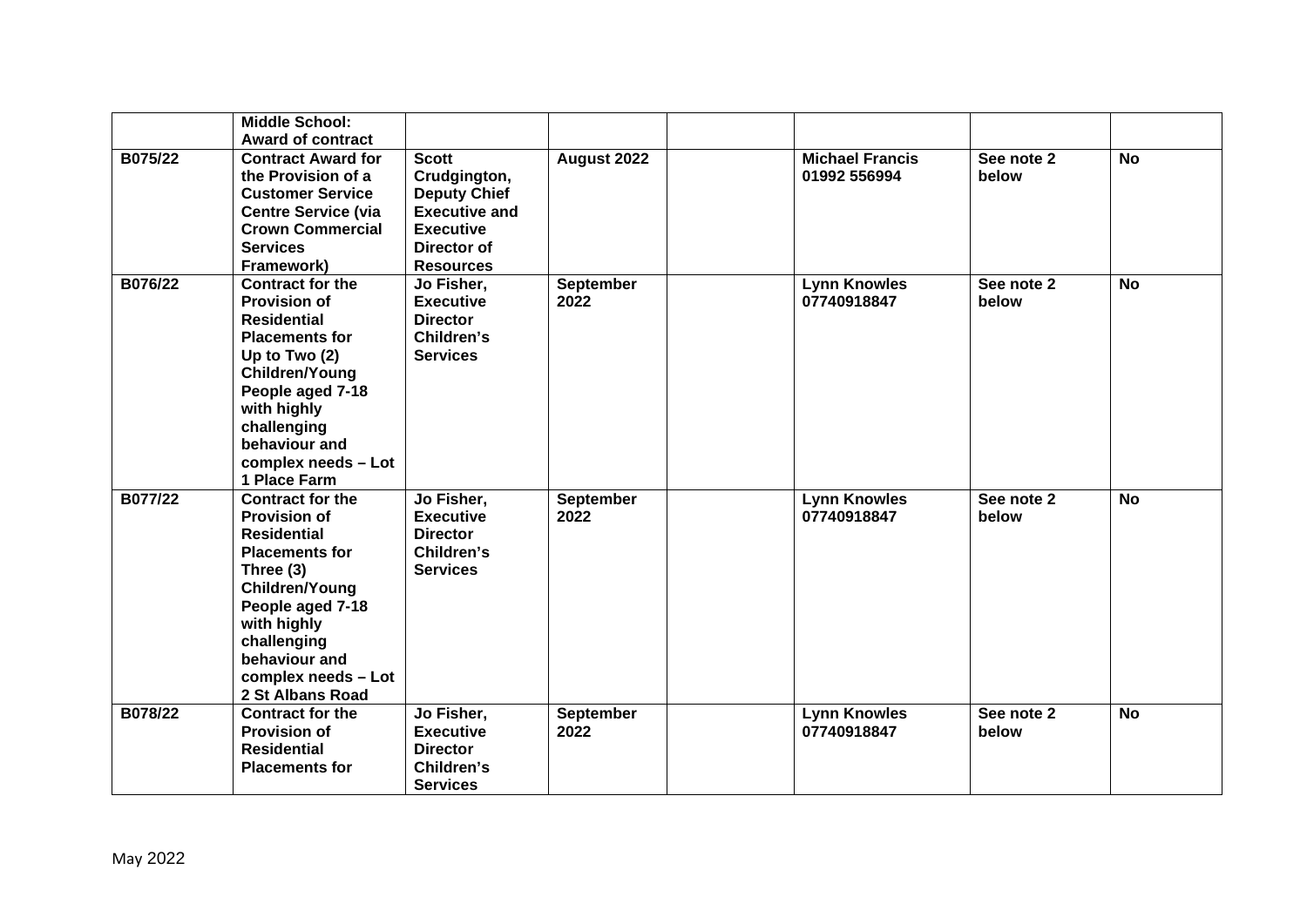| | | | | | | | |
|---|---|---|---|---|---|---|---|
| | **Middle School: Award of contract** | | | | | | |
| **B075/22** | **Contract Award for the Provision of a Customer Service Centre Service (via Crown Commercial Services Framework)** | **Scott Crudgington, Deputy Chief Executive and Executive Director of Resources** | **August 2022** | | **Michael Francis 01992 556994** | **See note 2 below** | **No** |
| **B076/22** | **Contract for the Provision of Residential Placements for Up to Two (2) Children/Young People aged 7-18 with highly challenging behaviour and complex needs – Lot 1 Place Farm** | **Jo Fisher, Executive Director Children's Services** | **September 2022** | | **Lynn Knowles 07740918847** | **See note 2 below** | **No** |
| **B077/22** | **Contract for the Provision of Residential Placements for Three (3) Children/Young People aged 7-18 with highly challenging behaviour and complex needs – Lot 2 St Albans Road** | **Jo Fisher, Executive Director Children's Services** | **September 2022** | | **Lynn Knowles 07740918847** | **See note 2 below** | **No** |
| **B078/22** | **Contract for the Provision of Residential Placements for** | **Jo Fisher, Executive Director Children's Services** | **September 2022** | | **Lynn Knowles 07740918847** | **See note 2 below** | **No** |

May 2022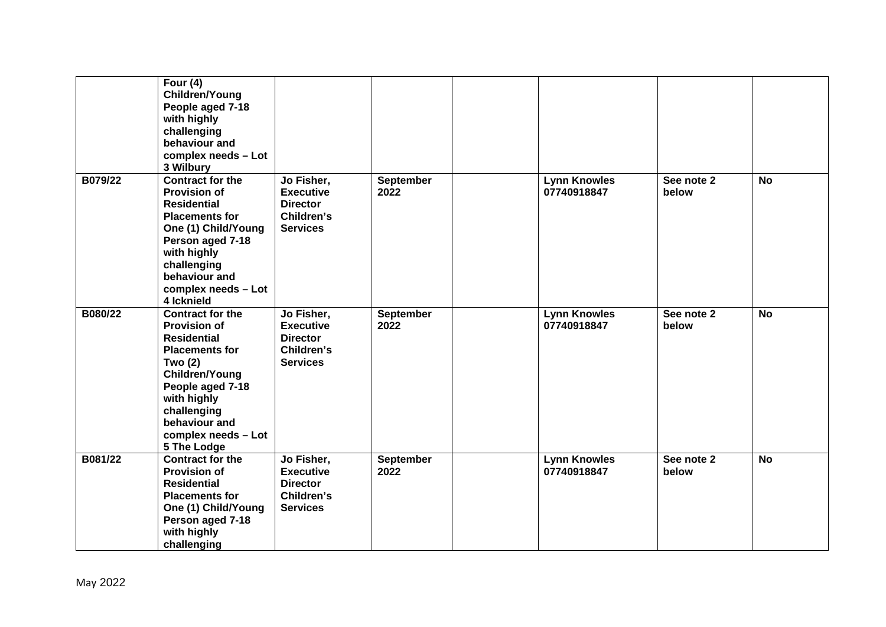| | | | | | | | |
|---|---|---|---|---|---|---|---|
| | **Four (4) Children/Young People aged 7-18 with highly challenging behaviour and complex needs – Lot 3 Wilbury** | | | | | | |
| **B079/22** | **Contract for the Provision of Residential Placements for One (1) Child/Young Person aged 7-18 with highly challenging behaviour and complex needs – Lot 4 Icknield** | **Jo Fisher, Executive Director Children's Services** | **September 2022** | | **Lynn Knowles 07740918847** | **See note 2 below** | **No** |
| **B080/22** | **Contract for the Provision of Residential Placements for Two (2) Children/Young People aged 7-18 with highly challenging behaviour and complex needs – Lot 5 The Lodge** | **Jo Fisher, Executive Director Children's Services** | **September 2022** | | **Lynn Knowles 07740918847** | **See note 2 below** | **No** |
| **B081/22** | **Contract for the Provision of Residential Placements for One (1) Child/Young Person aged 7-18 with highly challenging** | **Jo Fisher, Executive Director Children's Services** | **September 2022** | | **Lynn Knowles 07740918847** | **See note 2 below** | **No** |

May 2022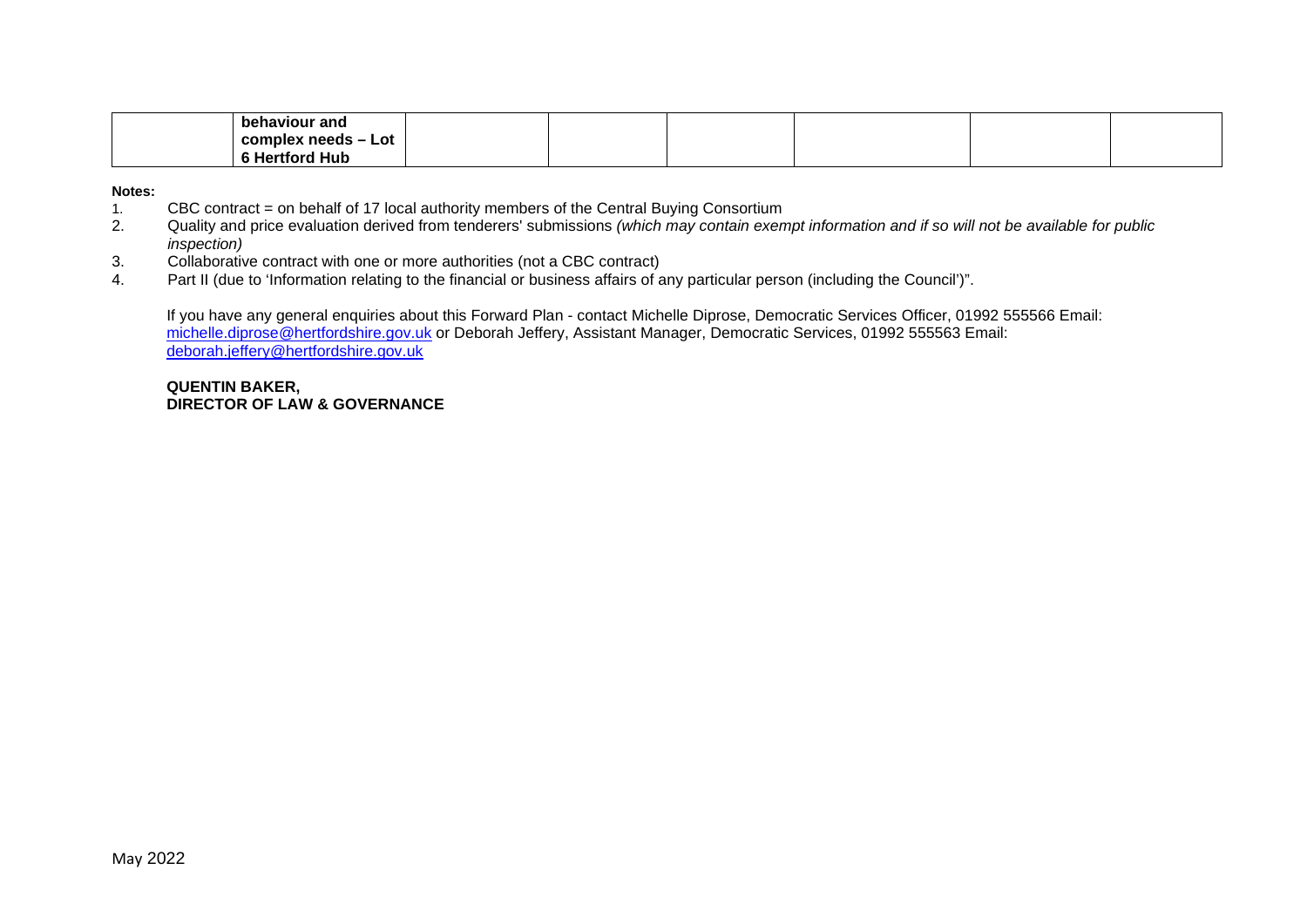|  | **behaviour and complex needs – Lot 6 Hertford Hub** |  |  |  |  |  |  |
|---|---|---|---|---|---|---|---|

**Notes:**

1. CBC contract = on behalf of 17 local authority members of the Central Buying Consortium
2. Quality and price evaluation derived from tenderers' submissions *(which may contain exempt information and if so will not be available for public inspection)*
3. Collaborative contract with one or more authorities (not a CBC contract)
4. Part II (due to 'Information relating to the financial or business affairs of any particular person (including the Council')".

If you have any general enquiries about this Forward Plan - contact Michelle Diprose, Democratic Services Officer, 01992 555566 Email: michelle.diprose@hertfordshire.gov.uk or Deborah Jeffery, Assistant Manager, Democratic Services, 01992 555563 Email: deborah.jeffery@hertfordshire.gov.uk

**QUENTIN BAKER,**
**DIRECTOR OF LAW & GOVERNANCE**

May 2022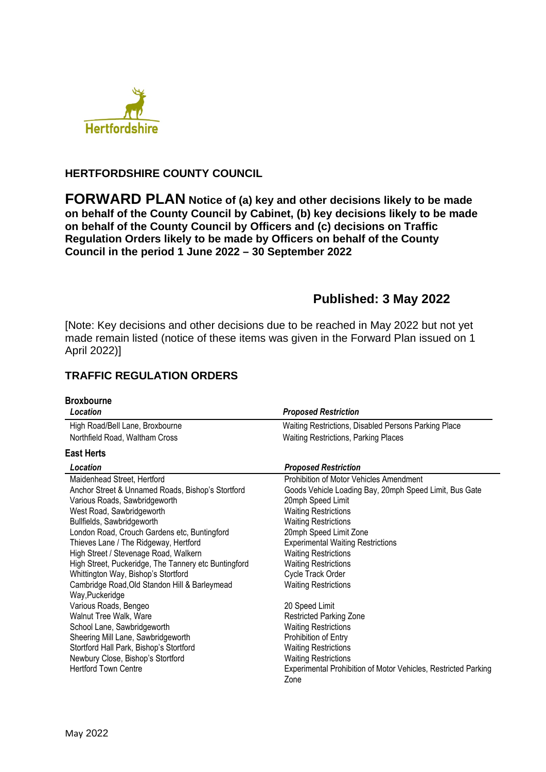Hertfordshire

**HERTFORDSHIRE COUNTY COUNCIL**

# FORWARD PLAN Notice of (a) key and other decisions likely to be made on behalf of the County Council by Cabinet, (b) key decisions likely to be made on behalf of the County Council by Officers and (c) decisions on Traffic Regulation Orders likely to be made by Officers on behalf of the County Council in the period 1 June 2022 – 30 September 2022

## Published: 3 May 2022

[Note: Key decisions and other decisions due to be reached in May 2022 but not yet made remain listed (notice of these items was given in the Forward Plan issued on 1 April 2022)]

## TRAFFIC REGULATION ORDERS

### Broxbourne

| *Location* | *Proposed Restriction* |
|---|---|
| High Road/Bell Lane, Broxbourne | Waiting Restrictions, Disabled Persons Parking Place |
| Northfield Road, Waltham Cross | Waiting Restrictions, Parking Places |

### East Herts

| *Location* | *Proposed Restriction* |
|---|---|
| Maidenhead Street, Hertford | Prohibition of Motor Vehicles Amendment |
| Anchor Street & Unnamed Roads, Bishop's Stortford | Goods Vehicle Loading Bay, 20mph Speed Limit, Bus Gate |
| Various Roads, Sawbridgeworth | 20mph Speed Limit |
| West Road, Sawbridgeworth | Waiting Restrictions |
| Bullfields, Sawbridgeworth | Waiting Restrictions |
| London Road, Crouch Gardens etc, Buntingford | 20mph Speed Limit Zone |
| Thieves Lane / The Ridgeway, Hertford | Experimental Waiting Restrictions |
| High Street / Stevenage Road, Walkern | Waiting Restrictions |
| High Street, Puckeridge, The Tannery etc Buntingford | Waiting Restrictions |
| Whittington Way, Bishop's Stortford | Cycle Track Order |
| Cambridge Road,Old Standon Hill & Barleymead Way,Puckeridge | Waiting Restrictions |
| Various Roads, Bengeo | 20 Speed Limit |
| Walnut Tree Walk, Ware | Restricted Parking Zone |
| School Lane, Sawbridgeworth | Waiting Restrictions |
| Sheering Mill Lane, Sawbridgeworth | Prohibition of Entry |
| Stortford Hall Park, Bishop's Stortford | Waiting Restrictions |
| Newbury Close, Bishop's Stortford | Waiting Restrictions |
| Hertford Town Centre | Experimental Prohibition of Motor Vehicles, Restricted Parking Zone |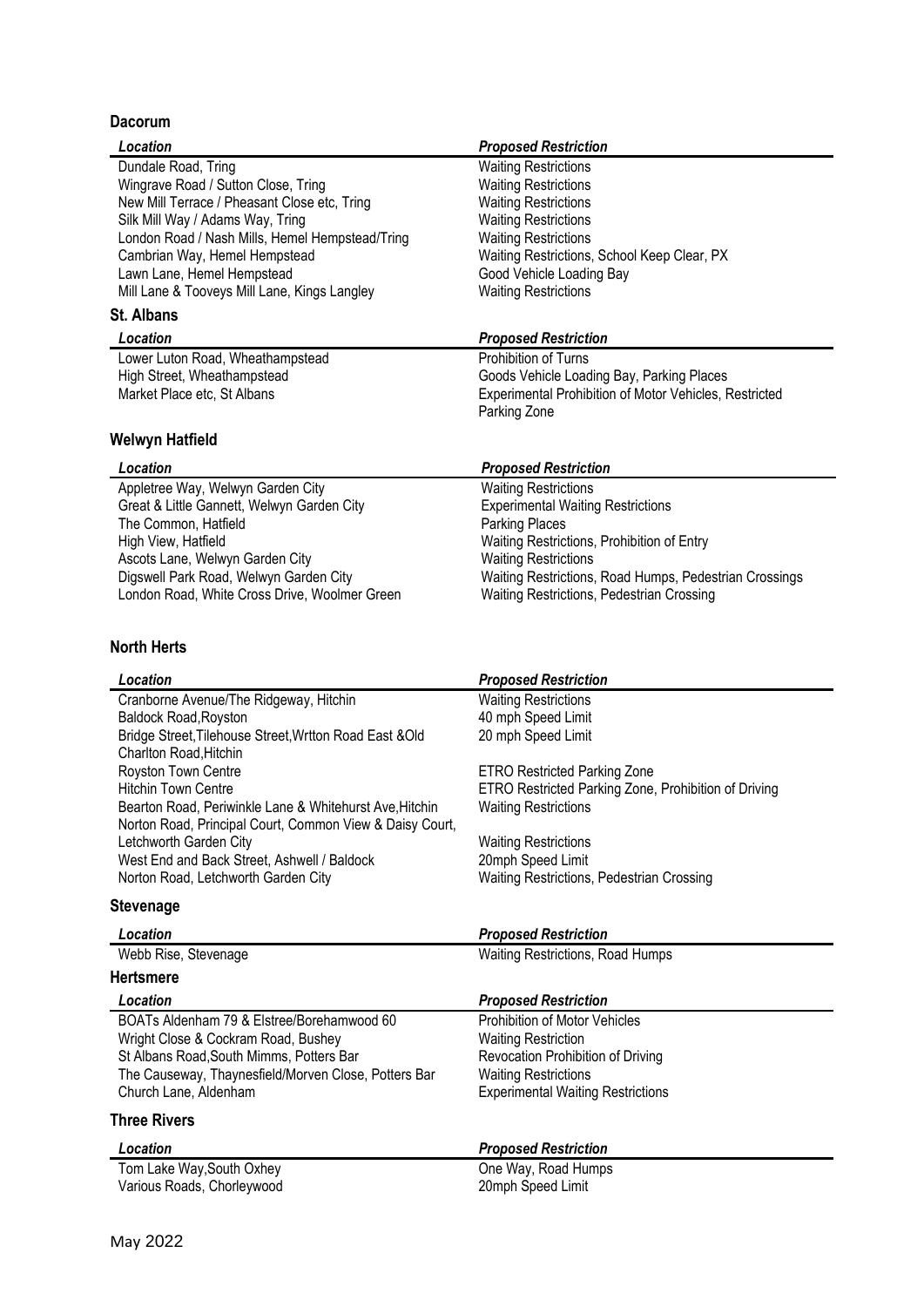## Dacorum

| *Location* | *Proposed Restriction* |
| --- | --- |
| Dundale Road, Tring | Waiting Restrictions |
| Wingrave Road / Sutton Close, Tring | Waiting Restrictions |
| New Mill Terrace / Pheasant Close etc, Tring | Waiting Restrictions |
| Silk Mill Way / Adams Way, Tring | Waiting Restrictions |
| London Road / Nash Mills, Hemel Hempstead/Tring | Waiting Restrictions |
| Cambrian Way, Hemel Hempstead | Waiting Restrictions, School Keep Clear, PX |
| Lawn Lane, Hemel Hempstead | Good Vehicle Loading Bay |
| Mill Lane & Tooveys Mill Lane, Kings Langley | Waiting Restrictions |

## St. Albans

| *Location* | *Proposed Restriction* |
| --- | --- |
| Lower Luton Road, Wheathampstead | Prohibition of Turns |
| High Street, Wheathampstead | Goods Vehicle Loading Bay, Parking Places |
| Market Place etc, St Albans | Experimental Prohibition of Motor Vehicles, Restricted Parking Zone |

## Welwyn Hatfield

| *Location* | *Proposed Restriction* |
| --- | --- |
| Appletree Way, Welwyn Garden City | Waiting Restrictions |
| Great & Little Gannett, Welwyn Garden City | Experimental Waiting Restrictions |
| The Common, Hatfield | Parking Places |
| High View, Hatfield | Waiting Restrictions, Prohibition of Entry |
| Ascots Lane, Welwyn Garden City | Waiting Restrictions |
| Digswell Park Road, Welwyn Garden City | Waiting Restrictions, Road Humps, Pedestrian Crossings |
| London Road, White Cross Drive, Woolmer Green | Waiting Restrictions, Pedestrian Crossing |

## North Herts

| *Location* | *Proposed Restriction* |
| --- | --- |
| Cranborne Avenue/The Ridgeway, Hitchin | Waiting Restrictions |
| Baldock Road,Royston | 40 mph Speed Limit |
| Bridge Street,Tilehouse Street,Wrtton Road East &Old Charlton Road,Hitchin | 20 mph Speed Limit |
| Royston Town Centre | ETRO Restricted Parking Zone |
| Hitchin Town Centre | ETRO Restricted Parking Zone, Prohibition of Driving |
| Bearton Road, Periwinkle Lane & Whitehurst Ave,Hitchin | Waiting Restrictions |
| Norton Road, Principal Court, Common View & Daisy Court, Letchworth Garden City | Waiting Restrictions |
| West End and Back Street, Ashwell / Baldock | 20mph Speed Limit |
| Norton Road, Letchworth Garden City | Waiting Restrictions, Pedestrian Crossing |

## Stevenage

| *Location* | *Proposed Restriction* |
| --- | --- |
| Webb Rise, Stevenage | Waiting Restrictions, Road Humps |

## Hertsmere

| *Location* | *Proposed Restriction* |
| --- | --- |
| BOATs Aldenham 79 & Elstree/Borehamwood 60 | Prohibition of Motor Vehicles |
| Wright Close & Cockram Road, Bushey | Waiting Restriction |
| St Albans Road,South Mimms, Potters Bar | Revocation Prohibition of Driving |
| The Causeway, Thaynesfield/Morven Close, Potters Bar | Waiting Restrictions |
| Church Lane, Aldenham | Experimental Waiting Restrictions |

## Three Rivers

| *Location* | *Proposed Restriction* |
| --- | --- |
| Tom Lake Way,South Oxhey | One Way, Road Humps |
| Various Roads, Chorleywood | 20mph Speed Limit |

May 2022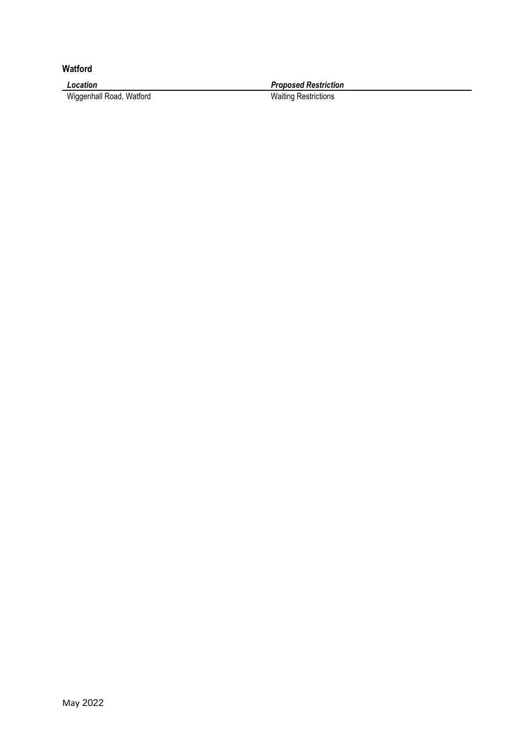**Watford**

| *Location* | *Proposed Restriction* |
| --- | --- |
| Wiggenhall Road, Watford | Waiting Restrictions |

May 2022